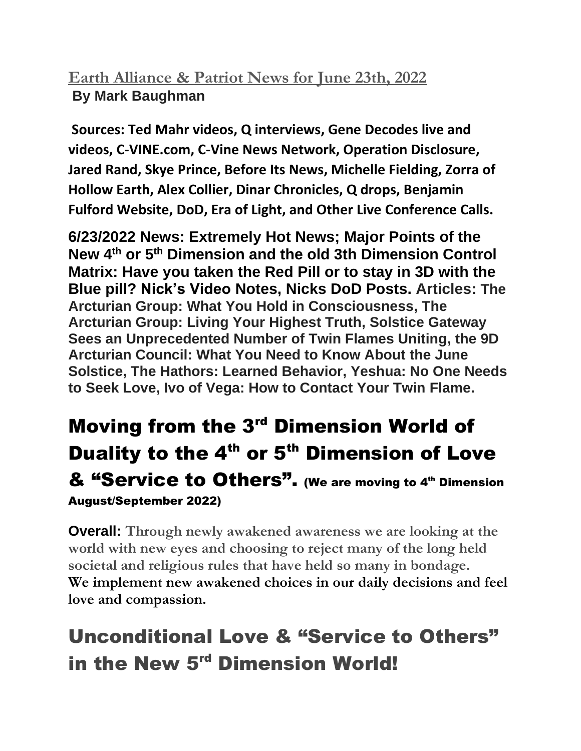## Earth Alliance & Patriot News for June 23th, 2022

**By Mark Baughman**

**Sources: Ted Mahr videos, Q interviews, Gene Decodes live and videos, C-VINE.com, C-Vine News Network, Operation Disclosure, Jared Rand, Skye Prince, Before Its News, Michelle Fielding, Zorra of Hollow Earth, Alex Collier, Dinar Chronicles, Q drops, Benjamin Fulford Website, DoD, Era of Light, and Other Live Conference Calls.**

**6/23/2022 News: Extremely Hot News; Major Points of the New 4th or 5th Dimension and the old 3th Dimension Control Matrix: Have you taken the Red Pill or to stay in 3D with the Blue pill? Nick's Video Notes, Nicks DoD Posts. Articles: The Arcturian Group: What You Hold in Consciousness, The Arcturian Group: Living Your Highest Truth, Solstice Gateway Sees an Unprecedented Number of Twin Flames Uniting, the 9D Arcturian Council: What You Need to Know About the June Solstice, The Hathors: Learned Behavior, Yeshua: No One Needs to Seek Love, Ivo of Vega: How to Contact Your Twin Flame.**

# Moving from the 3rd Dimension World of Duality to the 4th or 5th Dimension of Love & "Service to Others". (We are moving to 4th Dimension August/September 2022)

**Overall:** Through newly awakened awareness we are looking at the world with new eyes and choosing to reject many of the long held societal and religious rules that have held so many in bondage. We implement new awakened choices in our daily decisions and feel love and compassion.

# Unconditional Love & "Service to Others" in the New 5rd Dimension World!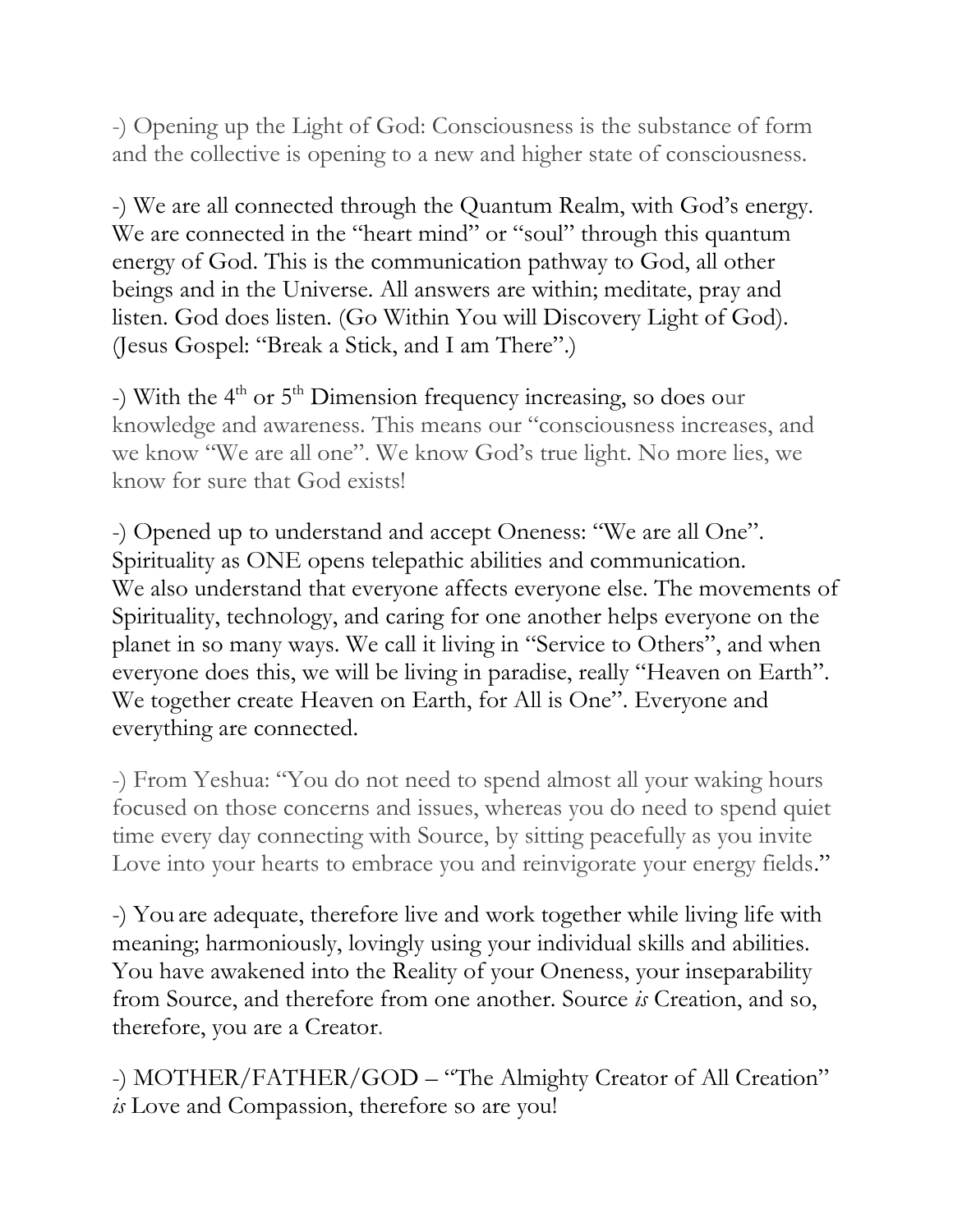-) Opening up the Light of God: Consciousness is the substance of form and the collective is opening to a new and higher state of consciousness.

-) We are all connected through the Quantum Realm, with God's energy. We are connected in the "heart mind" or "soul" through this quantum energy of God. This is the communication pathway to God, all other beings and in the Universe. All answers are within; meditate, pray and listen. God does listen. (Go Within You will Discovery Light of God). (Jesus Gospel: "Break a Stick, and I am There".)

-) With the 4th or 5th Dimension frequency increasing, so does our knowledge and awareness. This means our "consciousness increases, and we know "We are all one". We know God's true light. No more lies, we know for sure that God exists!

-) Opened up to understand and accept Oneness: "We are all One". Spirituality as ONE opens telepathic abilities and communication. We also understand that everyone affects everyone else. The movements of Spirituality, technology, and caring for one another helps everyone on the planet in so many ways. We call it living in "Service to Others", and when everyone does this, we will be living in paradise, really "Heaven on Earth". We together create Heaven on Earth, for All is One". Everyone and everything are connected.

-) From Yeshua: "You do not need to spend almost all your waking hours focused on those concerns and issues, whereas you do need to spend quiet time every day connecting with Source, by sitting peacefully as you invite Love into your hearts to embrace you and reinvigorate your energy fields."

-) You are adequate, therefore live and work together while living life with meaning; harmoniously, lovingly using your individual skills and abilities. You have awakened into the Reality of your Oneness, your inseparability from Source, and therefore from one another. Source *is* Creation, and so, therefore, you are a Creator.

-) MOTHER/FATHER/GOD – "The Almighty Creator of All Creation" *is* Love and Compassion, therefore so are you!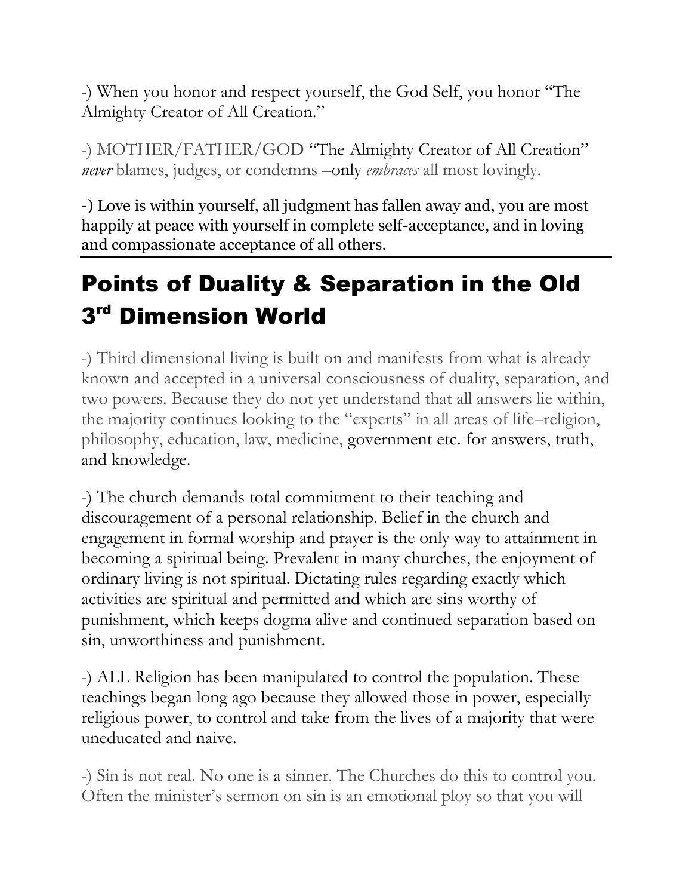-) When you honor and respect yourself, the God Self, you honor "The Almighty Creator of All Creation."

-) MOTHER/FATHER/GOD "The Almighty Creator of All Creation" *never* blames, judges, or condemns –only *embraces* all most lovingly.

-) Love is within yourself, all judgment has fallen away and, you are most happily at peace with yourself in complete self-acceptance, and in loving and compassionate acceptance of all others.

---

# Points of Duality & Separation in the Old 3rd Dimension World

-) Third dimensional living is built on and manifests from what is already known and accepted in a universal consciousness of duality, separation, and two powers. Because they do not yet understand that all answers lie within, the majority continues looking to the "experts" in all areas of life–religion, philosophy, education, law, medicine, government etc. for answers, truth, and knowledge.

-) The church demands total commitment to their teaching and discouragement of a personal relationship. Belief in the church and engagement in formal worship and prayer is the only way to attainment in becoming a spiritual being. Prevalent in many churches, the enjoyment of ordinary living is not spiritual. Dictating rules regarding exactly which activities are spiritual and permitted and which are sins worthy of punishment, which keeps dogma alive and continued separation based on sin, unworthiness and punishment.

-) ALL Religion has been manipulated to control the population. These teachings began long ago because they allowed those in power, especially religious power, to control and take from the lives of a majority that were uneducated and naive.

-) Sin is not real. No one is a sinner. The Churches do this to control you. Often the minister's sermon on sin is an emotional ploy so that you will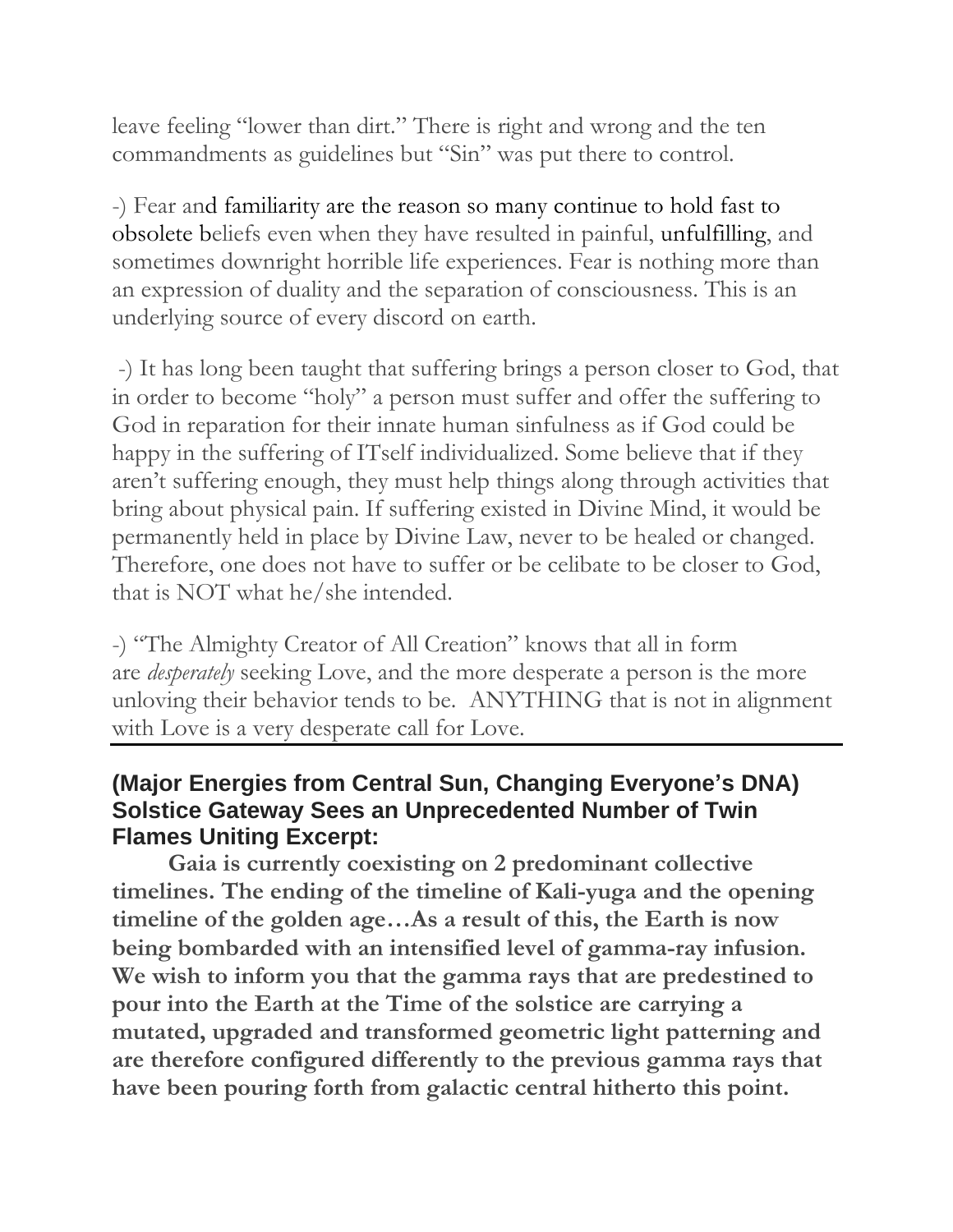leave feeling "lower than dirt." There is right and wrong and the ten commandments as guidelines but "Sin" was put there to control.

-) Fear and familiarity are the reason so many continue to hold fast to obsolete beliefs even when they have resulted in painful, unfulfilling, and sometimes downright horrible life experiences. Fear is nothing more than an expression of duality and the separation of consciousness. This is an underlying source of every discord on earth.

-) It has long been taught that suffering brings a person closer to God, that in order to become "holy" a person must suffer and offer the suffering to God in reparation for their innate human sinfulness as if God could be happy in the suffering of ITself individualized. Some believe that if they aren't suffering enough, they must help things along through activities that bring about physical pain. If suffering existed in Divine Mind, it would be permanently held in place by Divine Law, never to be healed or changed. Therefore, one does not have to suffer or be celibate to be closer to God, that is NOT what he/she intended.

-) "The Almighty Creator of All Creation" knows that all in form are *desperately* seeking Love, and the more desperate a person is the more unloving their behavior tends to be. ANYTHING that is not in alignment with Love is a very desperate call for Love.

---

**(Major Energies from Central Sun, Changing Everyone's DNA) Solstice Gateway Sees an Unprecedented Number of Twin Flames Uniting Excerpt:**

**Gaia is currently coexisting on 2 predominant collective timelines. The ending of the timeline of Kali-yuga and the opening timeline of the golden age…As a result of this, the Earth is now being bombarded with an intensified level of gamma-ray infusion. We wish to inform you that the gamma rays that are predestined to pour into the Earth at the Time of the solstice are carrying a mutated, upgraded and transformed geometric light patterning and are therefore configured differently to the previous gamma rays that have been pouring forth from galactic central hitherto this point.**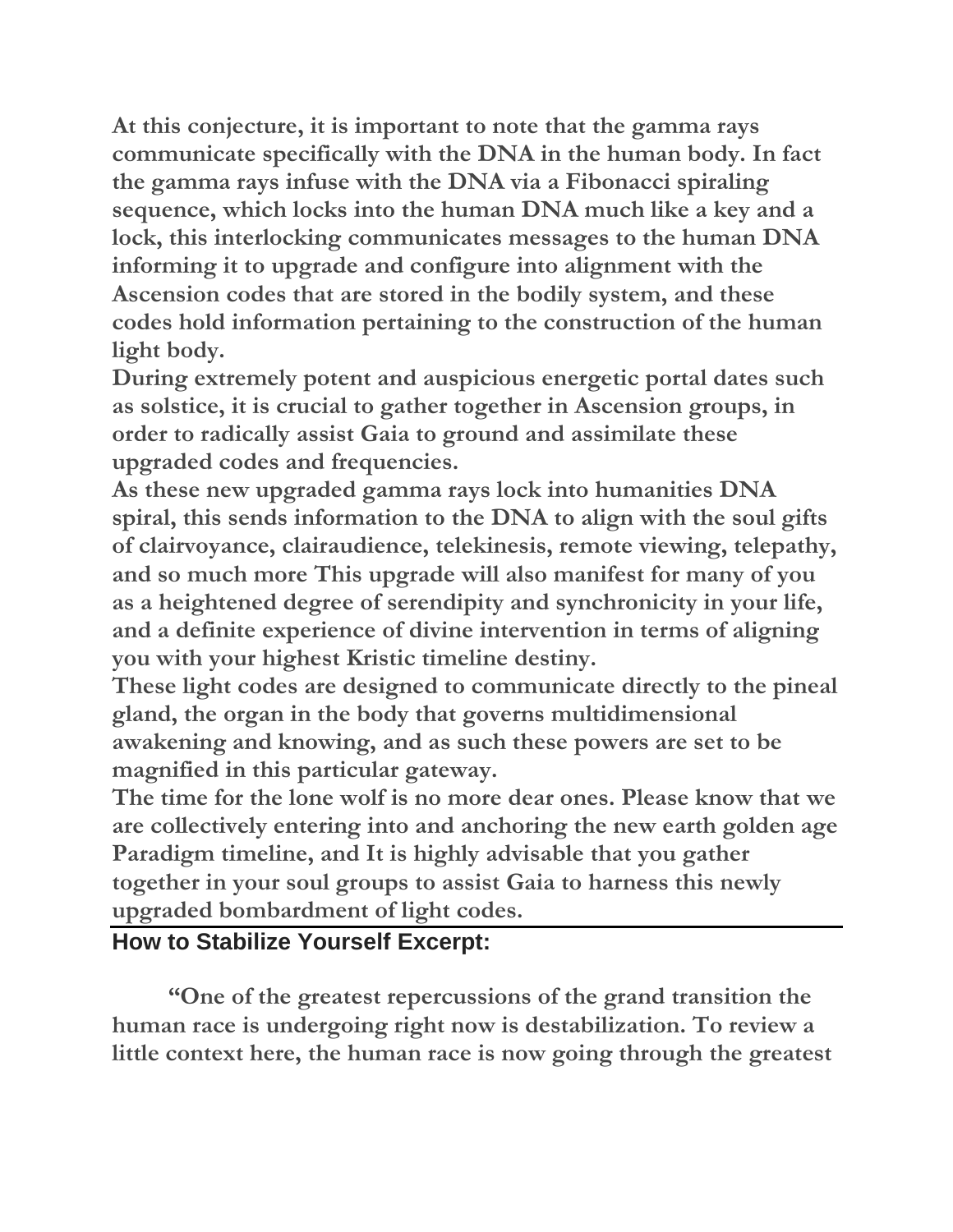**At this conjecture, it is important to note that the gamma rays communicate specifically with the DNA in the human body. In fact the gamma rays infuse with the DNA via a Fibonacci spiraling sequence, which locks into the human DNA much like a key and a lock, this interlocking communicates messages to the human DNA informing it to upgrade and configure into alignment with the Ascension codes that are stored in the bodily system, and these codes hold information pertaining to the construction of the human light body.**

**During extremely potent and auspicious energetic portal dates such as solstice, it is crucial to gather together in Ascension groups, in order to radically assist Gaia to ground and assimilate these upgraded codes and frequencies.**

**As these new upgraded gamma rays lock into humanities DNA spiral, this sends information to the DNA to align with the soul gifts of clairvoyance, clairaudience, telekinesis, remote viewing, telepathy, and so much more This upgrade will also manifest for many of you as a heightened degree of serendipity and synchronicity in your life, and a definite experience of divine intervention in terms of aligning you with your highest Kristic timeline destiny.**

**These light codes are designed to communicate directly to the pineal gland, the organ in the body that governs multidimensional awakening and knowing, and as such these powers are set to be magnified in this particular gateway.**

**The time for the lone wolf is no more dear ones. Please know that we are collectively entering into and anchoring the new earth golden age Paradigm timeline, and It is highly advisable that you gather together in your soul groups to assist Gaia to harness this newly upgraded bombardment of light codes.**

## How to Stabilize Yourself Excerpt:

**"One of the greatest repercussions of the grand transition the human race is undergoing right now is destabilization. To review a little context here, the human race is now going through the greatest**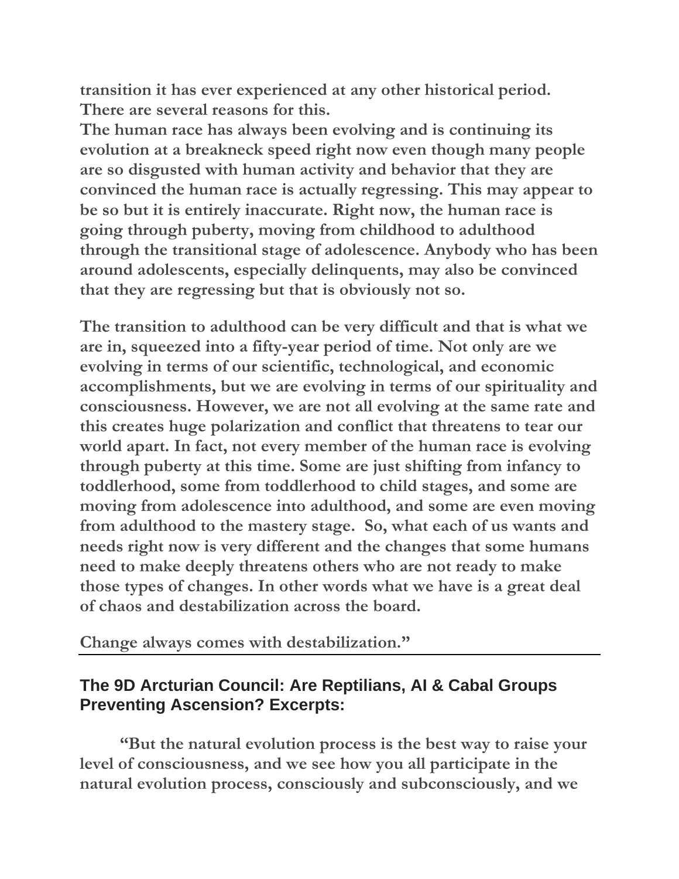**transition it has ever experienced at any other historical period. There are several reasons for this.**
**The human race has always been evolving and is continuing its evolution at a breakneck speed right now even though many people are so disgusted with human activity and behavior that they are convinced the human race is actually regressing. This may appear to be so but it is entirely inaccurate. Right now, the human race is going through puberty, moving from childhood to adulthood through the transitional stage of adolescence. Anybody who has been around adolescents, especially delinquents, may also be convinced that they are regressing but that is obviously not so.**

**The transition to adulthood can be very difficult and that is what we are in, squeezed into a fifty-year period of time. Not only are we evolving in terms of our scientific, technological, and economic accomplishments, but we are evolving in terms of our spirituality and consciousness. However, we are not all evolving at the same rate and this creates huge polarization and conflict that threatens to tear our world apart. In fact, not every member of the human race is evolving through puberty at this time. Some are just shifting from infancy to toddlerhood, some from toddlerhood to child stages, and some are moving from adolescence into adulthood, and some are even moving from adulthood to the mastery stage. So, what each of us wants and needs right now is very different and the changes that some humans need to make deeply threatens others who are not ready to make those types of changes. In other words what we have is a great deal of chaos and destabilization across the board.**

**Change always comes with destabilization."**

---

## The 9D Arcturian Council: Are Reptilians, AI & Cabal Groups Preventing Ascension? Excerpts:

**"But the natural evolution process is the best way to raise your level of consciousness, and we see how you all participate in the natural evolution process, consciously and subconsciously, and we**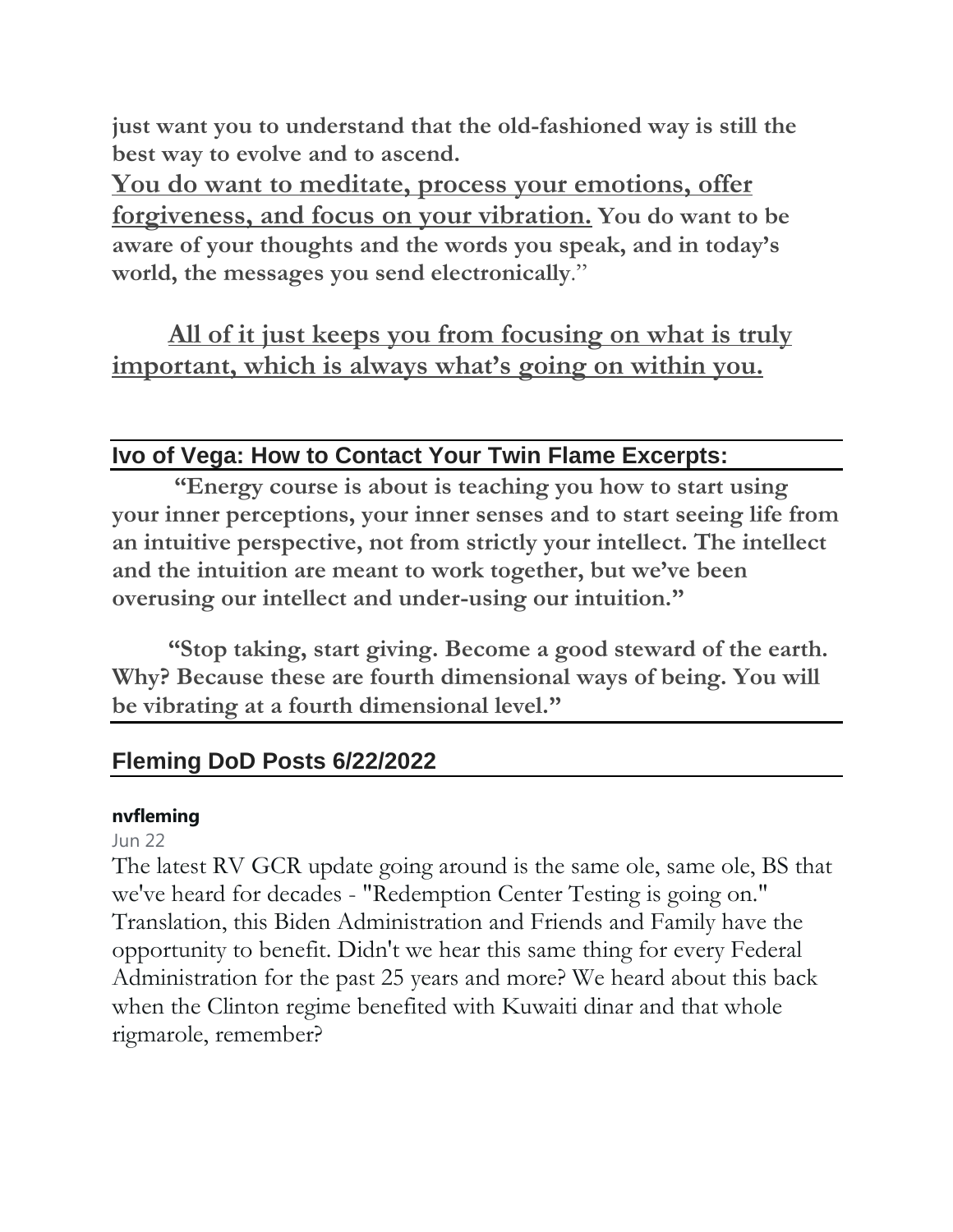**just want you to understand that the old-fashioned way is still the best way to evolve and to ascend.**

**<u>You do want to meditate, process your emotions, offer forgiveness, and focus on your vibration.</u> You do want to be aware of your thoughts and the words you speak, and in today's world, the messages you send electronically**."

**<u>All of it just keeps you from focusing on what is truly important, which is always what's going on within you.</u>**

## Ivo of Vega: How to Contact Your Twin Flame Excerpts:

**"Energy course is about is teaching you how to start using your inner perceptions, your inner senses and to start seeing life from an intuitive perspective, not from strictly your intellect. The intellect and the intuition are meant to work together, but we've been overusing our intellect and under-using our intuition."**

**"Stop taking, start giving. Become a good steward of the earth. Why? Because these are fourth dimensional ways of being. You will be vibrating at a fourth dimensional level."**

## Fleming DoD Posts 6/22/2022

**nvfleming**

Jun 22

The latest RV GCR update going around is the same ole, same ole, BS that we've heard for decades - "Redemption Center Testing is going on." Translation, this Biden Administration and Friends and Family have the opportunity to benefit. Didn't we hear this same thing for every Federal Administration for the past 25 years and more? We heard about this back when the Clinton regime benefited with Kuwaiti dinar and that whole rigmarole, remember?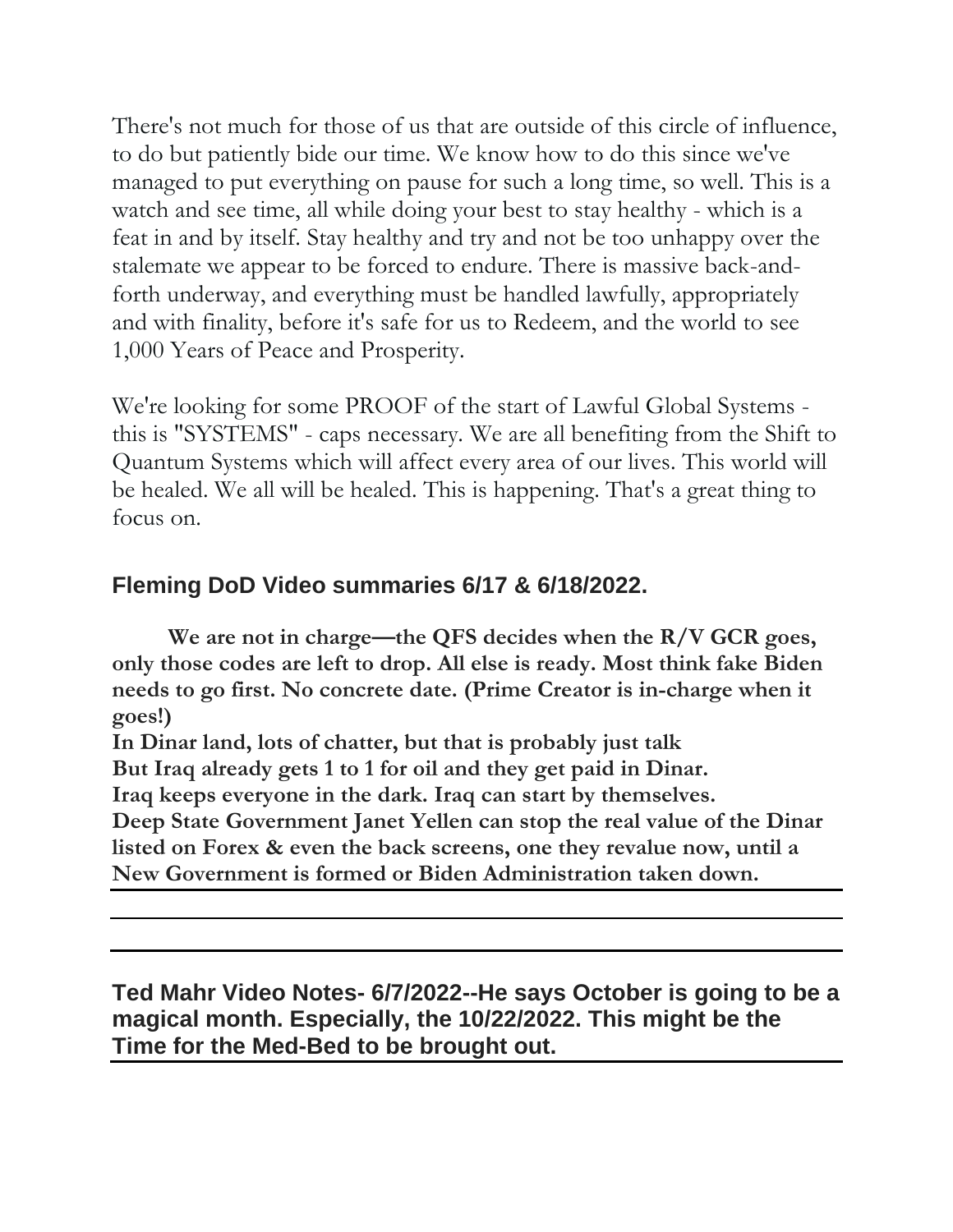There's not much for those of us that are outside of this circle of influence, to do but patiently bide our time. We know how to do this since we've managed to put everything on pause for such a long time, so well. This is a watch and see time, all while doing your best to stay healthy - which is a feat in and by itself. Stay healthy and try and not be too unhappy over the stalemate we appear to be forced to endure. There is massive back-and-forth underway, and everything must be handled lawfully, appropriately and with finality, before it's safe for us to Redeem, and the world to see 1,000 Years of Peace and Prosperity.

We're looking for some PROOF of the start of Lawful Global Systems - this is "SYSTEMS" - caps necessary. We are all benefiting from the Shift to Quantum Systems which will affect every area of our lives. This world will be healed. We all will be healed. This is happening. That's a great thing to focus on.

## Fleming DoD Video summaries 6/17 & 6/18/2022.

**We are not in charge—the QFS decides when the R/V GCR goes, only those codes are left to drop. All else is ready. Most think fake Biden needs to go first. No concrete date. (Prime Creator is in-charge when it goes!)**
**In Dinar land, lots of chatter, but that is probably just talk**
**But Iraq already gets 1 to 1 for oil and they get paid in Dinar.**
**Iraq keeps everyone in the dark. Iraq can start by themselves.**
**Deep State Government Janet Yellen can stop the real value of the Dinar listed on Forex & even the back screens, one they revalue now, until a New Government is formed or Biden Administration taken down.**

---

---

---

## Ted Mahr Video Notes- 6/7/2022--He says October is going to be a magical month. Especially, the 10/22/2022. This might be the Time for the Med-Bed to be brought out.

---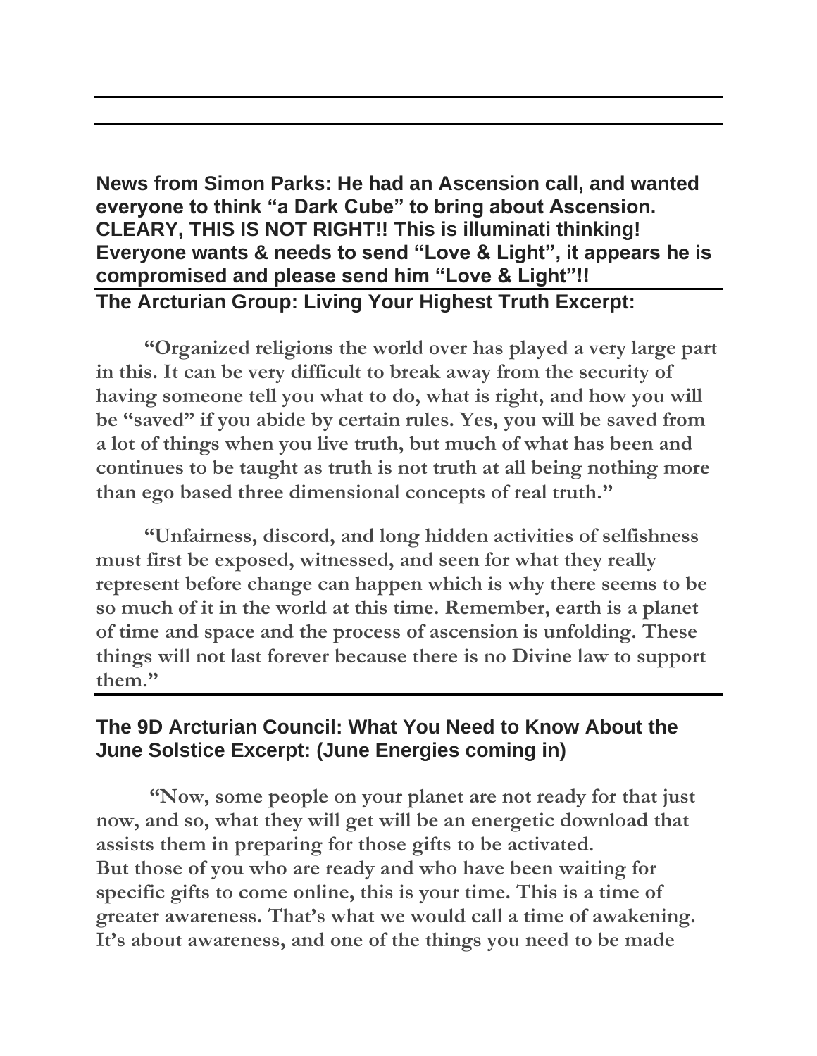---

---

**News from Simon Parks: He had an Ascension call, and wanted everyone to think "a Dark Cube" to bring about Ascension. CLEARY, THIS IS NOT RIGHT!! This is illuminati thinking! Everyone wants & needs to send "Love & Light", it appears he is compromised and please send him "Love & Light"!!**

---

**The Arcturian Group: Living Your Highest Truth Excerpt:**

**"Organized religions the world over has played a very large part in this. It can be very difficult to break away from the security of having someone tell you what to do, what is right, and how you will be "saved" if you abide by certain rules. Yes, you will be saved from a lot of things when you live truth, but much of what has been and continues to be taught as truth is not truth at all being nothing more than ego based three dimensional concepts of real truth."**

**"Unfairness, discord, and long hidden activities of selfishness must first be exposed, witnessed, and seen for what they really represent before change can happen which is why there seems to be so much of it in the world at this time. Remember, earth is a planet of time and space and the process of ascension is unfolding. These things will not last forever because there is no Divine law to support them."**

---

**The 9D Arcturian Council: What You Need to Know About the June Solstice Excerpt: (June Energies coming in)**

**"Now, some people on your planet are not ready for that just now, and so, what they will get will be an energetic download that assists them in preparing for those gifts to be activated. But those of you who are ready and who have been waiting for specific gifts to come online, this is your time. This is a time of greater awareness. That's what we would call a time of awakening. It's about awareness, and one of the things you need to be made**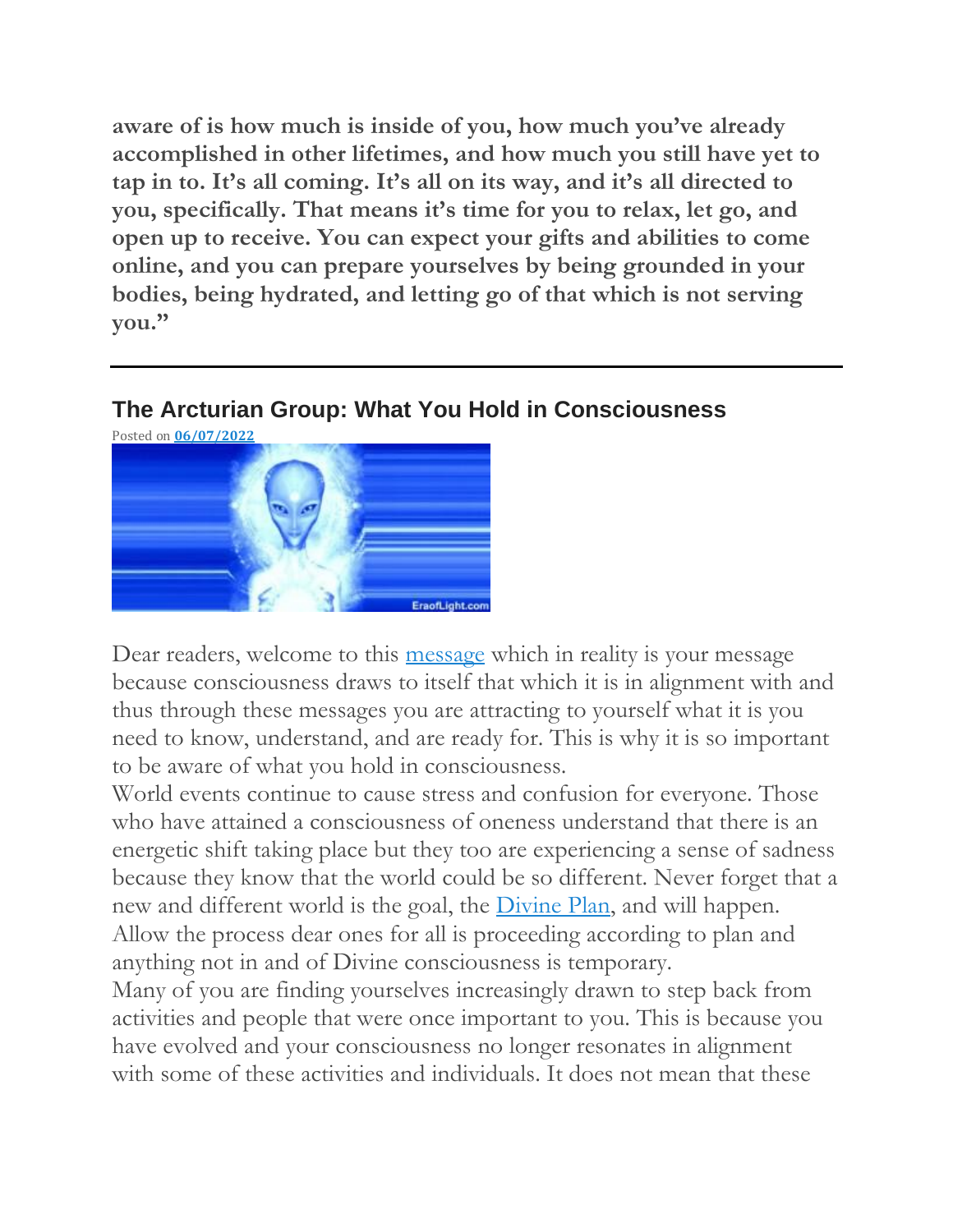**aware of is how much is inside of you, how much you've already accomplished in other lifetimes, and how much you still have yet to tap in to. It's all coming. It's all on its way, and it's all directed to you, specifically. That means it's time for you to relax, let go, and open up to receive. You can expect your gifts and abilities to come online, and you can prepare yourselves by being grounded in your bodies, being hydrated, and letting go of that which is not serving you."**

---

## The Arcturian Group: What You Hold in Consciousness

Posted on **06/07/2022**

Dear readers, welcome to this message which in reality is your message because consciousness draws to itself that which it is in alignment with and thus through these messages you are attracting to yourself what it is you need to know, understand, and are ready for. This is why it is so important to be aware of what you hold in consciousness.

World events continue to cause stress and confusion for everyone. Those who have attained a consciousness of oneness understand that there is an energetic shift taking place but they too are experiencing a sense of sadness because they know that the world could be so different. Never forget that a new and different world is the goal, the Divine Plan, and will happen. Allow the process dear ones for all is proceeding according to plan and anything not in and of Divine consciousness is temporary.

Many of you are finding yourselves increasingly drawn to step back from activities and people that were once important to you. This is because you have evolved and your consciousness no longer resonates in alignment with some of these activities and individuals. It does not mean that these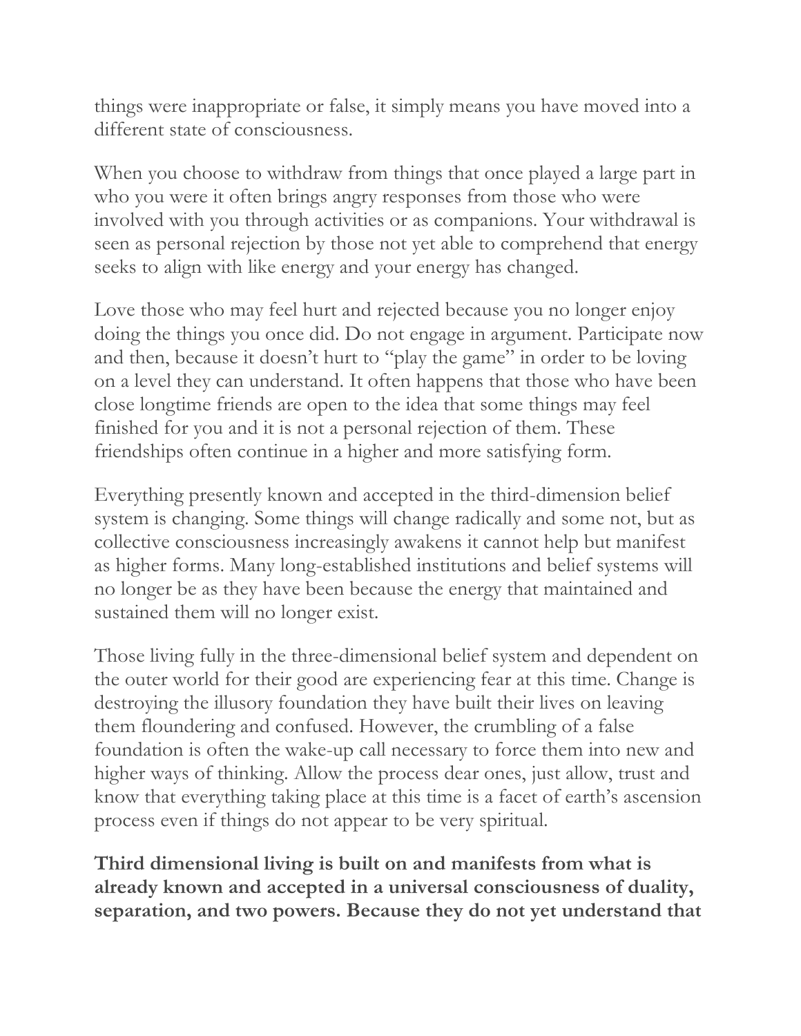things were inappropriate or false, it simply means you have moved into a different state of consciousness.

When you choose to withdraw from things that once played a large part in who you were it often brings angry responses from those who were involved with you through activities or as companions. Your withdrawal is seen as personal rejection by those not yet able to comprehend that energy seeks to align with like energy and your energy has changed.

Love those who may feel hurt and rejected because you no longer enjoy doing the things you once did. Do not engage in argument. Participate now and then, because it doesn't hurt to "play the game" in order to be loving on a level they can understand. It often happens that those who have been close longtime friends are open to the idea that some things may feel finished for you and it is not a personal rejection of them. These friendships often continue in a higher and more satisfying form.

Everything presently known and accepted in the third-dimension belief system is changing. Some things will change radically and some not, but as collective consciousness increasingly awakens it cannot help but manifest as higher forms. Many long-established institutions and belief systems will no longer be as they have been because the energy that maintained and sustained them will no longer exist.

Those living fully in the three-dimensional belief system and dependent on the outer world for their good are experiencing fear at this time. Change is destroying the illusory foundation they have built their lives on leaving them floundering and confused. However, the crumbling of a false foundation is often the wake-up call necessary to force them into new and higher ways of thinking. Allow the process dear ones, just allow, trust and know that everything taking place at this time is a facet of earth's ascension process even if things do not appear to be very spiritual.

**Third dimensional living is built on and manifests from what is already known and accepted in a universal consciousness of duality, separation, and two powers. Because they do not yet understand that**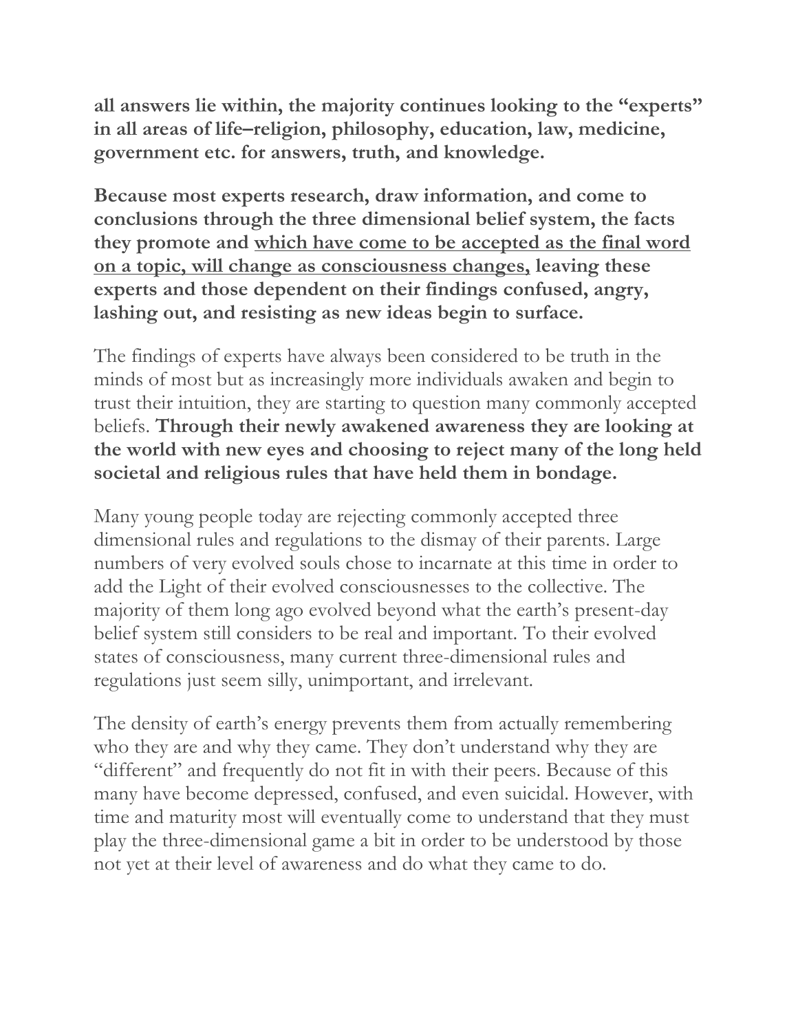**all answers lie within, the majority continues looking to the "experts" in all areas of life–religion, philosophy, education, law, medicine, government etc. for answers, truth, and knowledge.**

**Because most experts research, draw information, and come to conclusions through the three dimensional belief system, the facts they promote and <u>which have come to be accepted as the final word on a topic, will change as consciousness changes,</u> leaving these experts and those dependent on their findings confused, angry, lashing out, and resisting as new ideas begin to surface.**

The findings of experts have always been considered to be truth in the minds of most but as increasingly more individuals awaken and begin to trust their intuition, they are starting to question many commonly accepted beliefs. **Through their newly awakened awareness they are looking at the world with new eyes and choosing to reject many of the long held societal and religious rules that have held them in bondage.**

Many young people today are rejecting commonly accepted three dimensional rules and regulations to the dismay of their parents. Large numbers of very evolved souls chose to incarnate at this time in order to add the Light of their evolved consciousnesses to the collective. The majority of them long ago evolved beyond what the earth's present-day belief system still considers to be real and important. To their evolved states of consciousness, many current three-dimensional rules and regulations just seem silly, unimportant, and irrelevant.

The density of earth's energy prevents them from actually remembering who they are and why they came. They don't understand why they are "different" and frequently do not fit in with their peers. Because of this many have become depressed, confused, and even suicidal. However, with time and maturity most will eventually come to understand that they must play the three-dimensional game a bit in order to be understood by those not yet at their level of awareness and do what they came to do.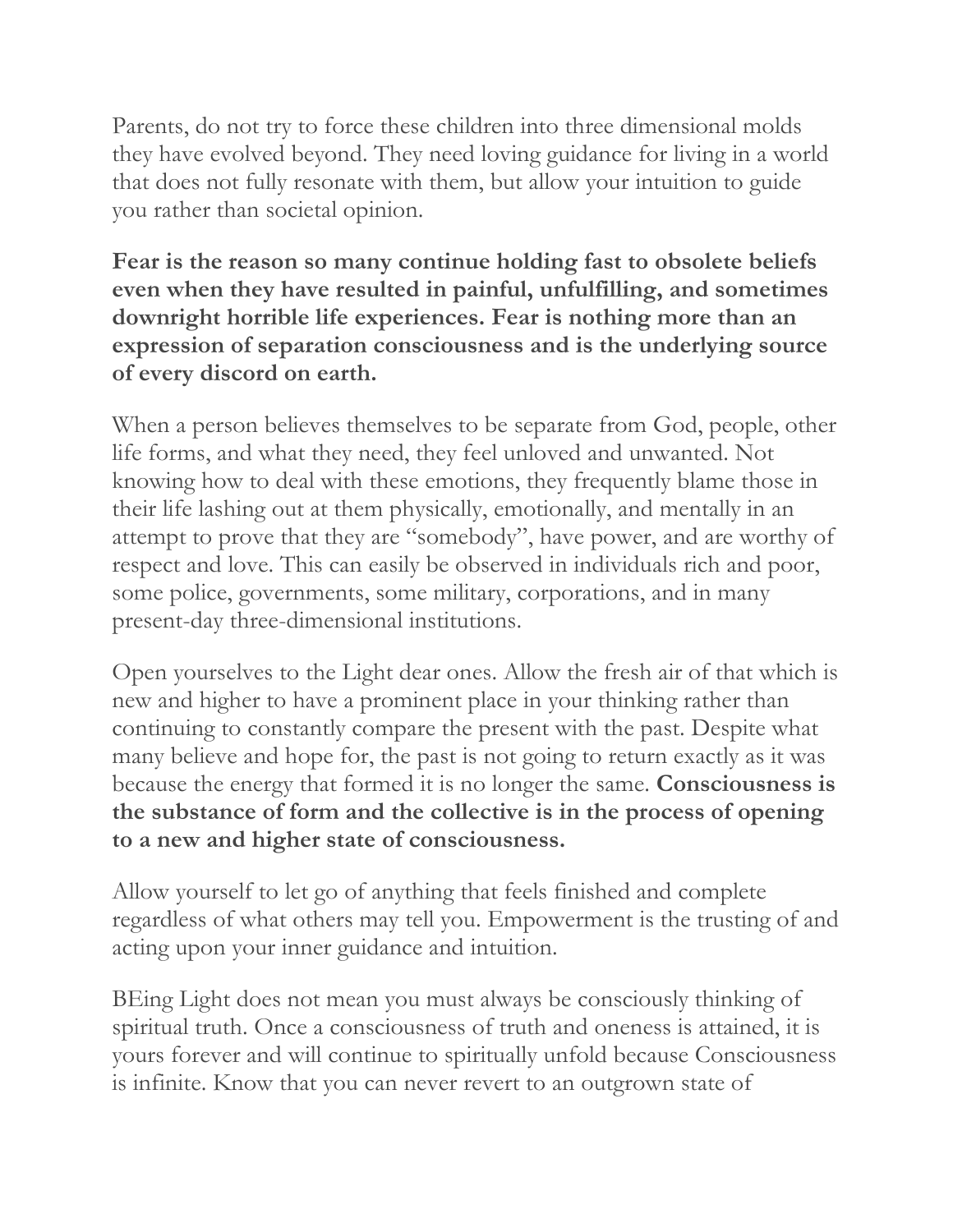Parents, do not try to force these children into three dimensional molds they have evolved beyond. They need loving guidance for living in a world that does not fully resonate with them, but allow your intuition to guide you rather than societal opinion.

**Fear is the reason so many continue holding fast to obsolete beliefs even when they have resulted in painful, unfulfilling, and sometimes downright horrible life experiences. Fear is nothing more than an expression of separation consciousness and is the underlying source of every discord on earth.**

When a person believes themselves to be separate from God, people, other life forms, and what they need, they feel unloved and unwanted. Not knowing how to deal with these emotions, they frequently blame those in their life lashing out at them physically, emotionally, and mentally in an attempt to prove that they are "somebody", have power, and are worthy of respect and love. This can easily be observed in individuals rich and poor, some police, governments, some military, corporations, and in many present-day three-dimensional institutions.

Open yourselves to the Light dear ones. Allow the fresh air of that which is new and higher to have a prominent place in your thinking rather than continuing to constantly compare the present with the past. Despite what many believe and hope for, the past is not going to return exactly as it was because the energy that formed it is no longer the same. **Consciousness is the substance of form and the collective is in the process of opening to a new and higher state of consciousness.**

Allow yourself to let go of anything that feels finished and complete regardless of what others may tell you. Empowerment is the trusting of and acting upon your inner guidance and intuition.

BEing Light does not mean you must always be consciously thinking of spiritual truth. Once a consciousness of truth and oneness is attained, it is yours forever and will continue to spiritually unfold because Consciousness is infinite. Know that you can never revert to an outgrown state of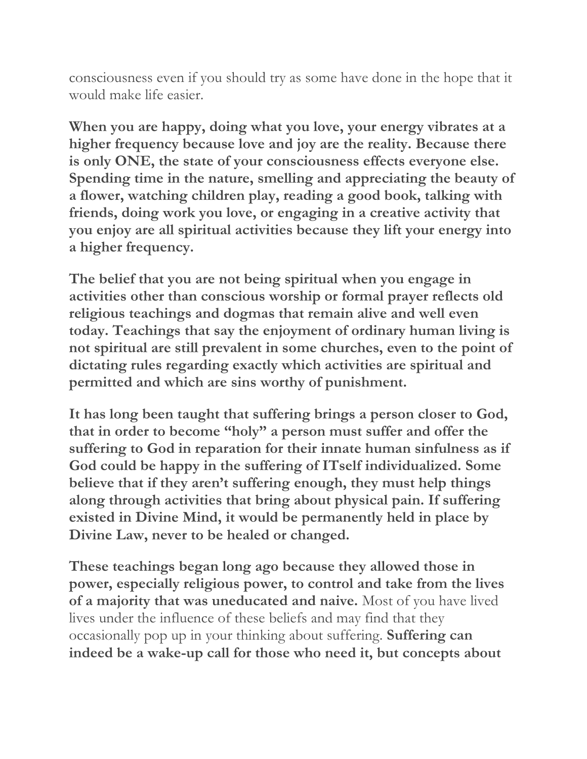consciousness even if you should try as some have done in the hope that it would make life easier.

**When you are happy, doing what you love, your energy vibrates at a higher frequency because love and joy are the reality. Because there is only ONE, the state of your consciousness effects everyone else. Spending time in the nature, smelling and appreciating the beauty of a flower, watching children play, reading a good book, talking with friends, doing work you love, or engaging in a creative activity that you enjoy are all spiritual activities because they lift your energy into a higher frequency.**

**The belief that you are not being spiritual when you engage in activities other than conscious worship or formal prayer reflects old religious teachings and dogmas that remain alive and well even today. Teachings that say the enjoyment of ordinary human living is not spiritual are still prevalent in some churches, even to the point of dictating rules regarding exactly which activities are spiritual and permitted and which are sins worthy of punishment.**

**It has long been taught that suffering brings a person closer to God, that in order to become "holy" a person must suffer and offer the suffering to God in reparation for their innate human sinfulness as if God could be happy in the suffering of ITself individualized. Some believe that if they aren't suffering enough, they must help things along through activities that bring about physical pain. If suffering existed in Divine Mind, it would be permanently held in place by Divine Law, never to be healed or changed.**

**These teachings began long ago because they allowed those in power, especially religious power, to control and take from the lives of a majority that was uneducated and naive.** Most of you have lived lives under the influence of these beliefs and may find that they occasionally pop up in your thinking about suffering. **Suffering can indeed be a wake-up call for those who need it, but concepts about**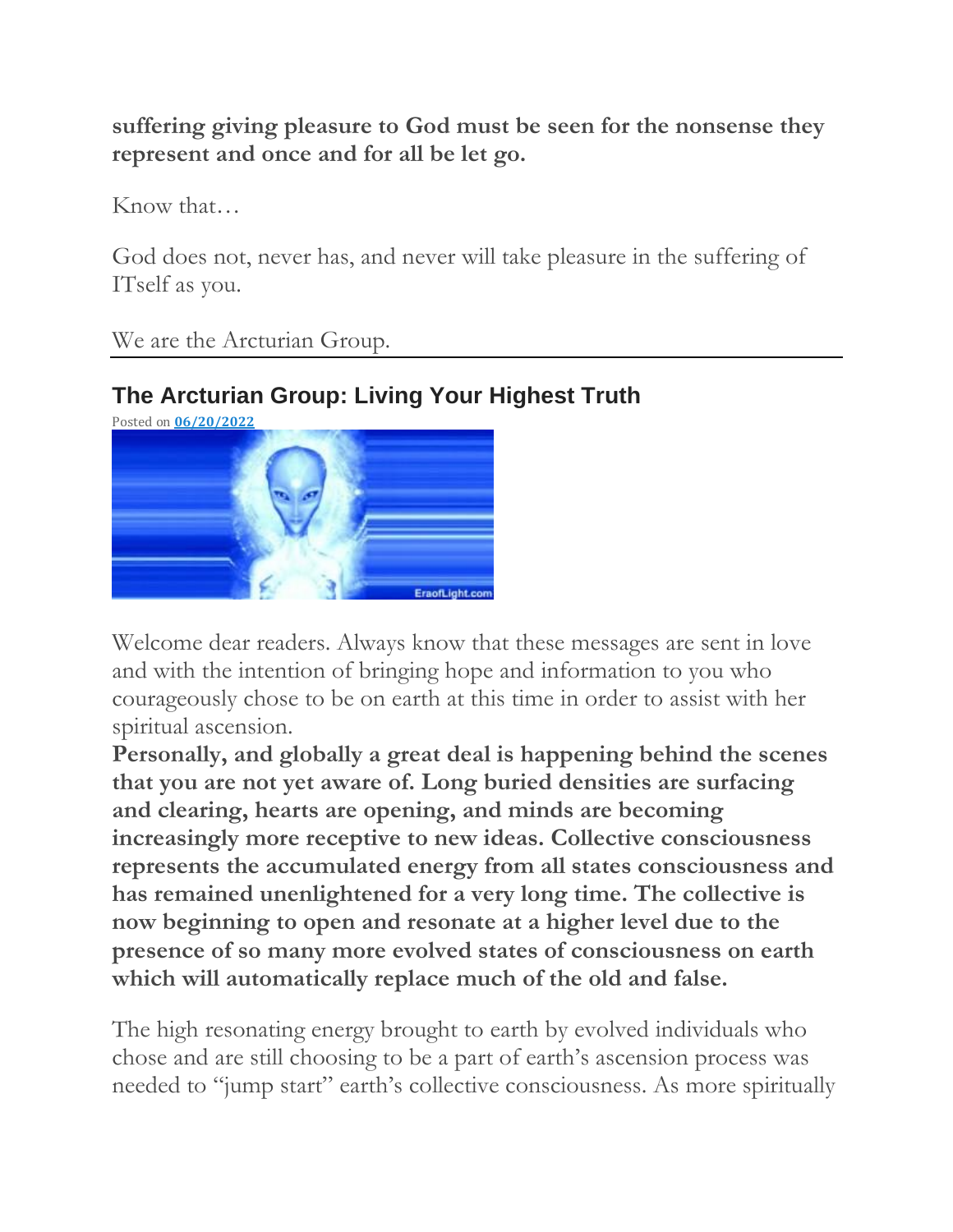**suffering giving pleasure to God must be seen for the nonsense they represent and once and for all be let go.**

Know that…

God does not, never has, and never will take pleasure in the suffering of ITself as you.

We are the Arcturian Group.

---

## The Arcturian Group: Living Your Highest Truth

Posted on 06/20/2022

Welcome dear readers. Always know that these messages are sent in love and with the intention of bringing hope and information to you who courageously chose to be on earth at this time in order to assist with her spiritual ascension.

**Personally, and globally a great deal is happening behind the scenes that you are not yet aware of. Long buried densities are surfacing and clearing, hearts are opening, and minds are becoming increasingly more receptive to new ideas. Collective consciousness represents the accumulated energy from all states consciousness and has remained unenlightened for a very long time. The collective is now beginning to open and resonate at a higher level due to the presence of so many more evolved states of consciousness on earth which will automatically replace much of the old and false.**

The high resonating energy brought to earth by evolved individuals who chose and are still choosing to be a part of earth's ascension process was needed to "jump start" earth's collective consciousness. As more spiritually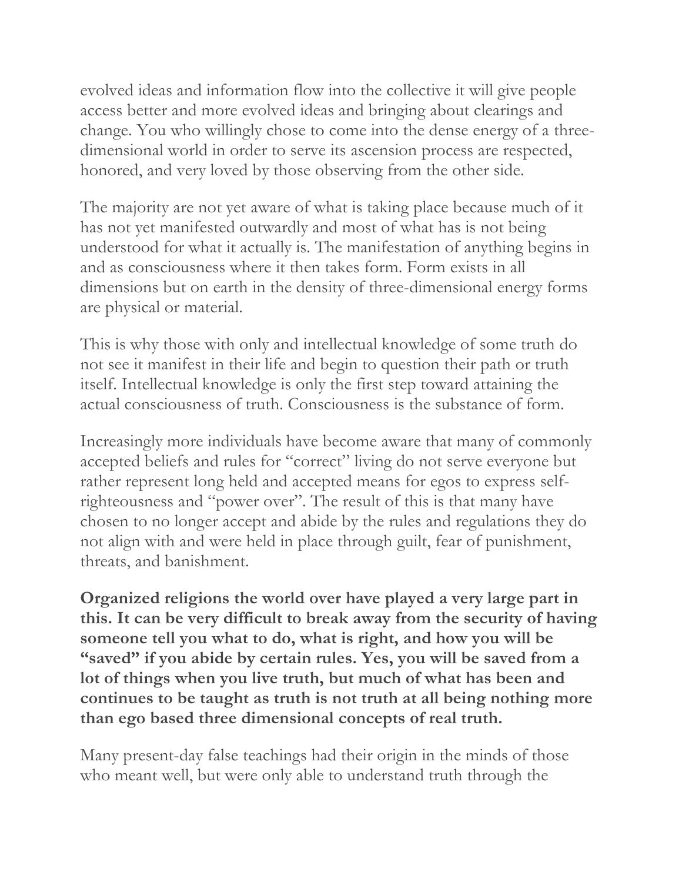evolved ideas and information flow into the collective it will give people access better and more evolved ideas and bringing about clearings and change. You who willingly chose to come into the dense energy of a three-dimensional world in order to serve its ascension process are respected, honored, and very loved by those observing from the other side.

The majority are not yet aware of what is taking place because much of it has not yet manifested outwardly and most of what has is not being understood for what it actually is. The manifestation of anything begins in and as consciousness where it then takes form. Form exists in all dimensions but on earth in the density of three-dimensional energy forms are physical or material.

This is why those with only and intellectual knowledge of some truth do not see it manifest in their life and begin to question their path or truth itself. Intellectual knowledge is only the first step toward attaining the actual consciousness of truth. Consciousness is the substance of form.

Increasingly more individuals have become aware that many of commonly accepted beliefs and rules for "correct" living do not serve everyone but rather represent long held and accepted means for egos to express self-righteousness and "power over". The result of this is that many have chosen to no longer accept and abide by the rules and regulations they do not align with and were held in place through guilt, fear of punishment, threats, and banishment.

**Organized religions the world over have played a very large part in this. It can be very difficult to break away from the security of having someone tell you what to do, what is right, and how you will be "saved" if you abide by certain rules. Yes, you will be saved from a lot of things when you live truth, but much of what has been and continues to be taught as truth is not truth at all being nothing more than ego based three dimensional concepts of real truth.**

Many present-day false teachings had their origin in the minds of those who meant well, but were only able to understand truth through the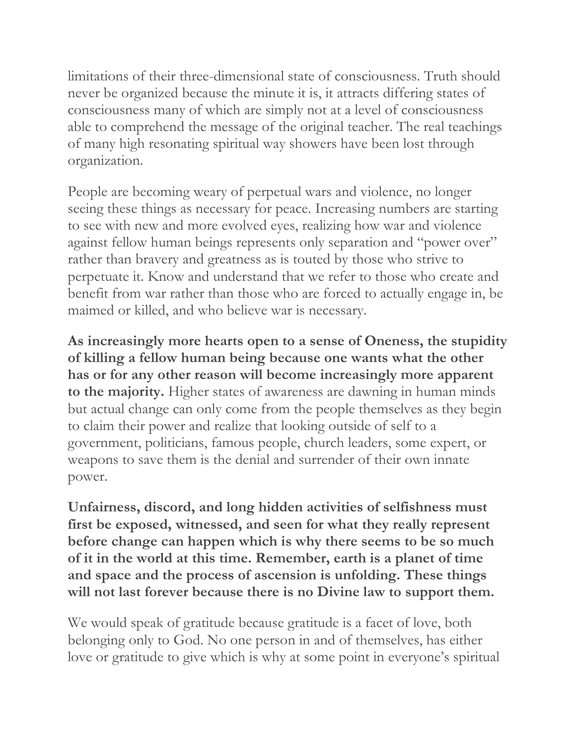limitations of their three-dimensional state of consciousness. Truth should never be organized because the minute it is, it attracts differing states of consciousness many of which are simply not at a level of consciousness able to comprehend the message of the original teacher. The real teachings of many high resonating spiritual way showers have been lost through organization.

People are becoming weary of perpetual wars and violence, no longer seeing these things as necessary for peace. Increasing numbers are starting to see with new and more evolved eyes, realizing how war and violence against fellow human beings represents only separation and "power over" rather than bravery and greatness as is touted by those who strive to perpetuate it. Know and understand that we refer to those who create and benefit from war rather than those who are forced to actually engage in, be maimed or killed, and who believe war is necessary.

**As increasingly more hearts open to a sense of Oneness, the stupidity of killing a fellow human being because one wants what the other has or for any other reason will become increasingly more apparent to the majority.** Higher states of awareness are dawning in human minds but actual change can only come from the people themselves as they begin to claim their power and realize that looking outside of self to a government, politicians, famous people, church leaders, some expert, or weapons to save them is the denial and surrender of their own innate power.

**Unfairness, discord, and long hidden activities of selfishness must first be exposed, witnessed, and seen for what they really represent before change can happen which is why there seems to be so much of it in the world at this time. Remember, earth is a planet of time and space and the process of ascension is unfolding. These things will not last forever because there is no Divine law to support them.**

We would speak of gratitude because gratitude is a facet of love, both belonging only to God. No one person in and of themselves, has either love or gratitude to give which is why at some point in everyone's spiritual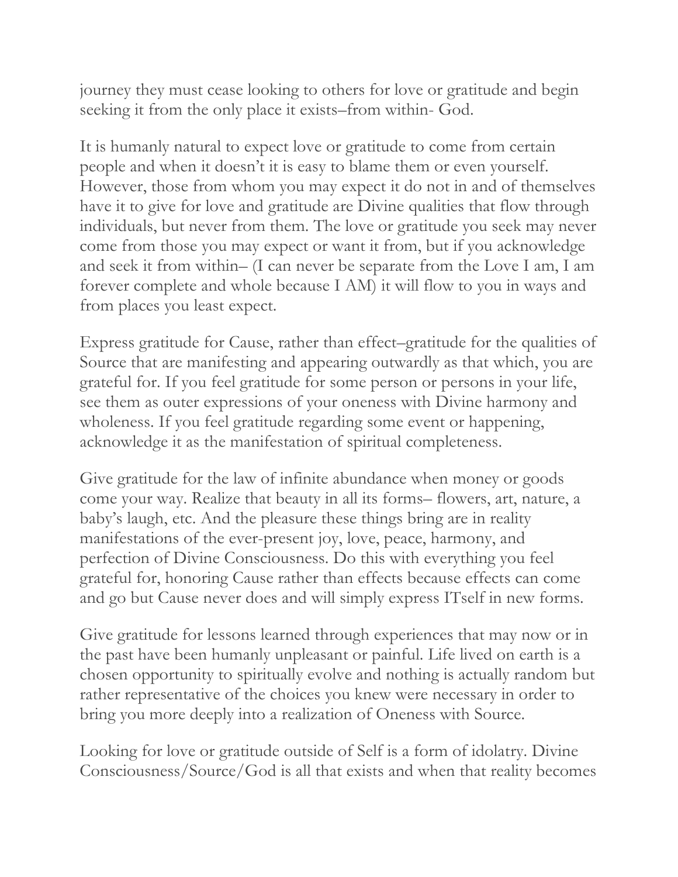journey they must cease looking to others for love or gratitude and begin seeking it from the only place it exists–from within- God.

It is humanly natural to expect love or gratitude to come from certain people and when it doesn't it is easy to blame them or even yourself. However, those from whom you may expect it do not in and of themselves have it to give for love and gratitude are Divine qualities that flow through individuals, but never from them. The love or gratitude you seek may never come from those you may expect or want it from, but if you acknowledge and seek it from within– (I can never be separate from the Love I am, I am forever complete and whole because I AM) it will flow to you in ways and from places you least expect.

Express gratitude for Cause, rather than effect–gratitude for the qualities of Source that are manifesting and appearing outwardly as that which, you are grateful for. If you feel gratitude for some person or persons in your life, see them as outer expressions of your oneness with Divine harmony and wholeness. If you feel gratitude regarding some event or happening, acknowledge it as the manifestation of spiritual completeness.

Give gratitude for the law of infinite abundance when money or goods come your way. Realize that beauty in all its forms– flowers, art, nature, a baby's laugh, etc. And the pleasure these things bring are in reality manifestations of the ever-present joy, love, peace, harmony, and perfection of Divine Consciousness. Do this with everything you feel grateful for, honoring Cause rather than effects because effects can come and go but Cause never does and will simply express ITself in new forms.

Give gratitude for lessons learned through experiences that may now or in the past have been humanly unpleasant or painful. Life lived on earth is a chosen opportunity to spiritually evolve and nothing is actually random but rather representative of the choices you knew were necessary in order to bring you more deeply into a realization of Oneness with Source.

Looking for love or gratitude outside of Self is a form of idolatry. Divine Consciousness/Source/God is all that exists and when that reality becomes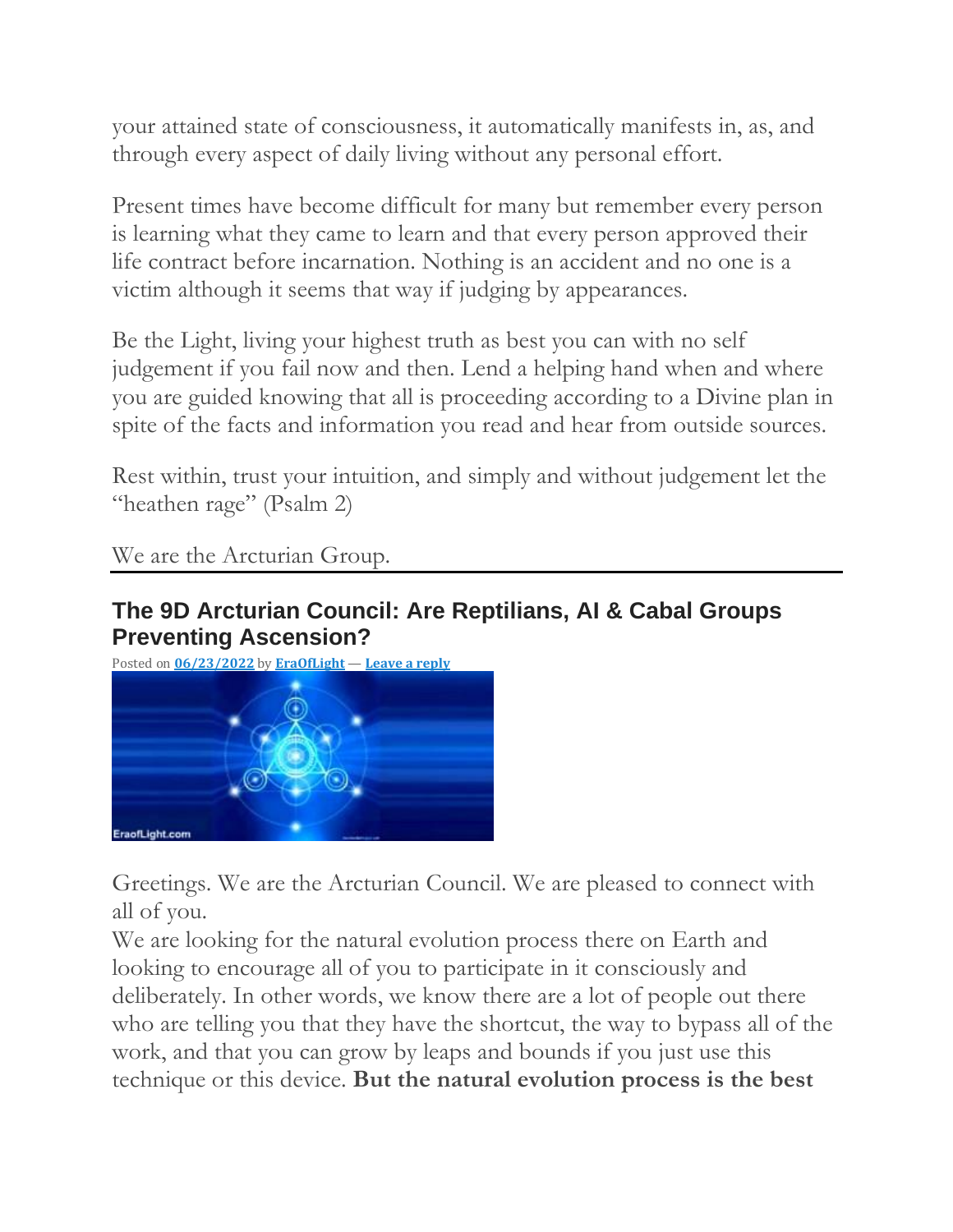your attained state of consciousness, it automatically manifests in, as, and through every aspect of daily living without any personal effort.

Present times have become difficult for many but remember every person is learning what they came to learn and that every person approved their life contract before incarnation. Nothing is an accident and no one is a victim although it seems that way if judging by appearances.

Be the Light, living your highest truth as best you can with no self judgement if you fail now and then. Lend a helping hand when and where you are guided knowing that all is proceeding according to a Divine plan in spite of the facts and information you read and hear from outside sources.

Rest within, trust your intuition, and simply and without judgement let the "heathen rage" (Psalm 2)

We are the Arcturian Group.

---

## The 9D Arcturian Council: Are Reptilians, AI & Cabal Groups Preventing Ascension?

Posted on 06/23/2022 by EraOfLight — Leave a reply

Greetings. We are the Arcturian Council. We are pleased to connect with all of you.

We are looking for the natural evolution process there on Earth and looking to encourage all of you to participate in it consciously and deliberately. In other words, we know there are a lot of people out there who are telling you that they have the shortcut, the way to bypass all of the work, and that you can grow by leaps and bounds if you just use this technique or this device. **But the natural evolution process is the best**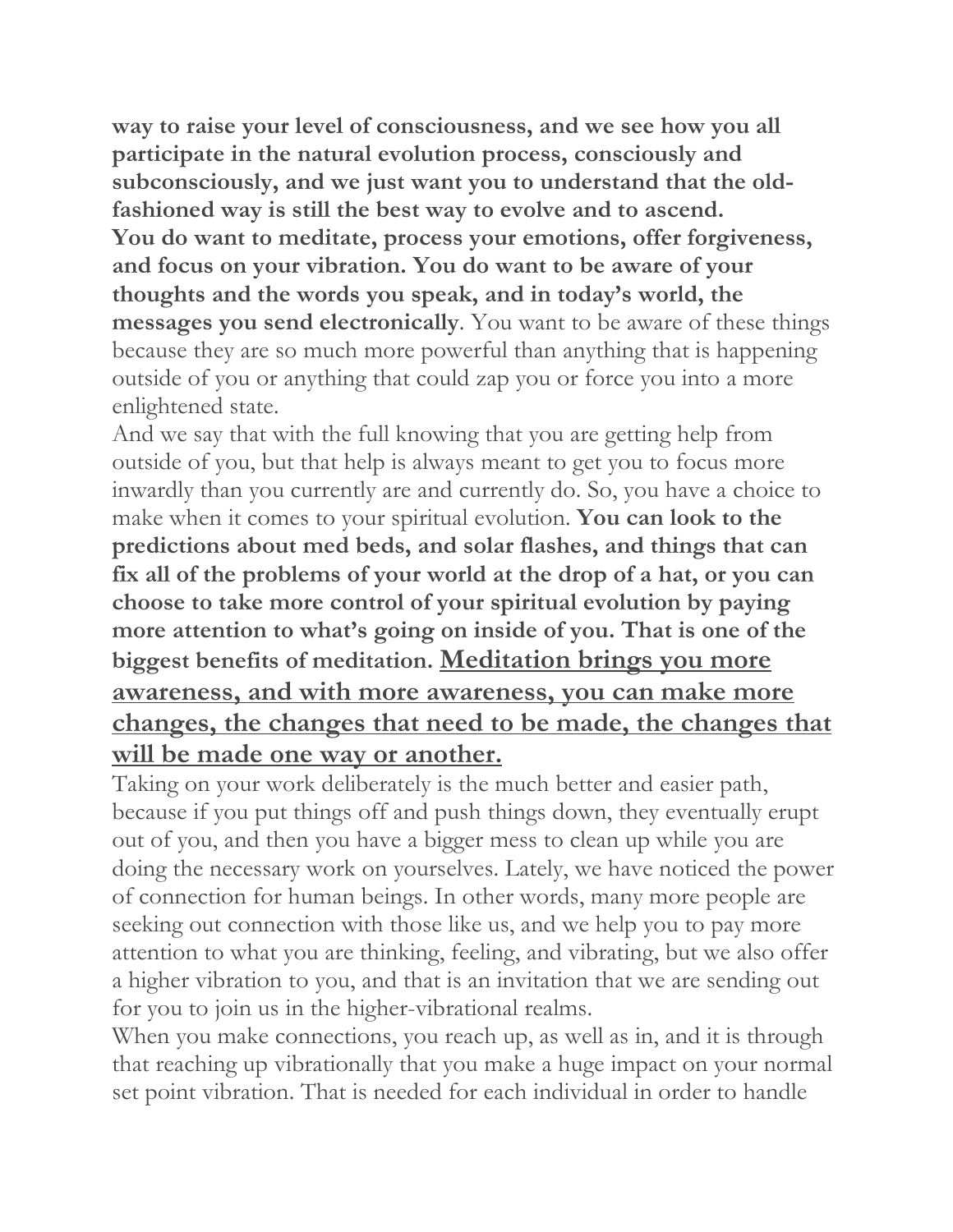**way to raise your level of consciousness, and we see how you all participate in the natural evolution process, consciously and subconsciously, and we just want you to understand that the old-fashioned way is still the best way to evolve and to ascend.**
**You do want to meditate, process your emotions, offer forgiveness, and focus on your vibration. You do want to be aware of your thoughts and the words you speak, and in today's world, the messages you send electronically**. You want to be aware of these things because they are so much more powerful than anything that is happening outside of you or anything that could zap you or force you into a more enlightened state.

And we say that with the full knowing that you are getting help from outside of you, but that help is always meant to get you to focus more inwardly than you currently are and currently do. So, you have a choice to make when it comes to your spiritual evolution. **You can look to the predictions about med beds, and solar flashes, and things that can fix all of the problems of your world at the drop of a hat, or you can choose to take more control of your spiritual evolution by paying more attention to what's going on inside of you. That is one of the biggest benefits of meditation.** <u>**Meditation brings you more awareness, and with more awareness, you can make more changes, the changes that need to be made, the changes that will be made one way or another.**</u>

Taking on your work deliberately is the much better and easier path, because if you put things off and push things down, they eventually erupt out of you, and then you have a bigger mess to clean up while you are doing the necessary work on yourselves. Lately, we have noticed the power of connection for human beings. In other words, many more people are seeking out connection with those like us, and we help you to pay more attention to what you are thinking, feeling, and vibrating, but we also offer a higher vibration to you, and that is an invitation that we are sending out for you to join us in the higher-vibrational realms.

When you make connections, you reach up, as well as in, and it is through that reaching up vibrationally that you make a huge impact on your normal set point vibration. That is needed for each individual in order to handle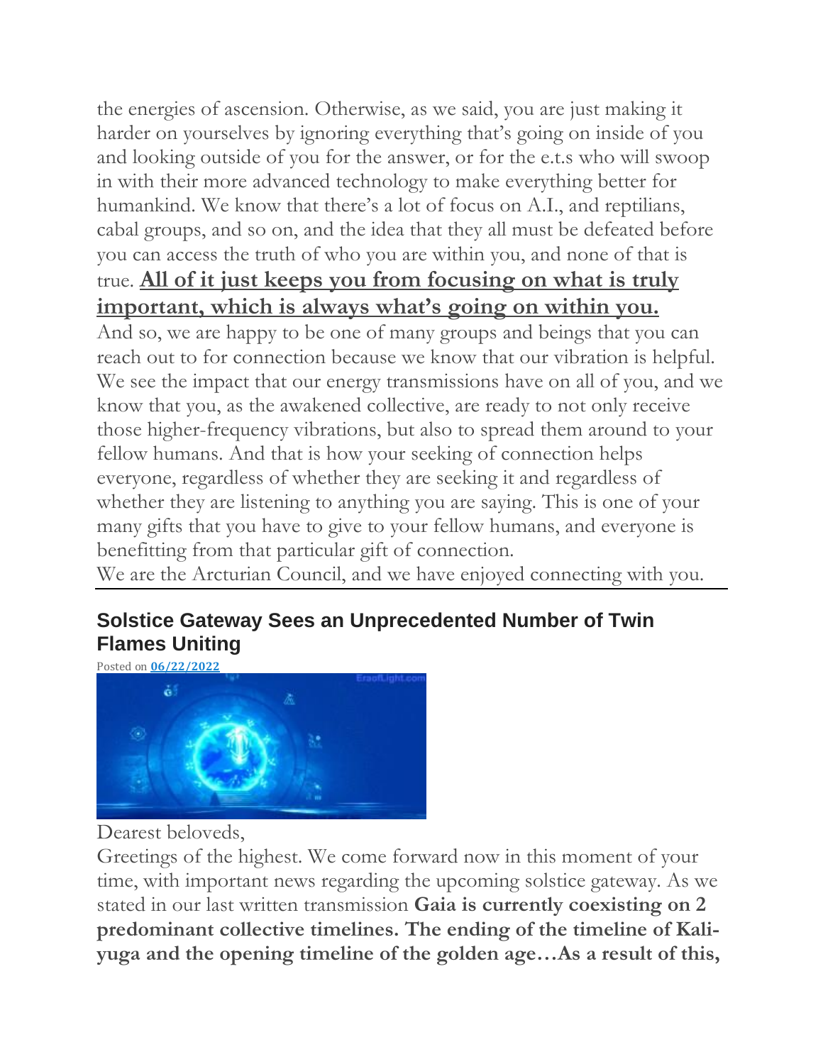the energies of ascension. Otherwise, as we said, you are just making it harder on yourselves by ignoring everything that's going on inside of you and looking outside of you for the answer, or for the e.t.s who will swoop in with their more advanced technology to make everything better for humankind. We know that there's a lot of focus on A.I., and reptilians, cabal groups, and so on, and the idea that they all must be defeated before you can access the truth of who you are within you, and none of that is true. **All of it just keeps you from focusing on what is truly important, which is always what's going on within you.**

And so, we are happy to be one of many groups and beings that you can reach out to for connection because we know that our vibration is helpful. We see the impact that our energy transmissions have on all of you, and we know that you, as the awakened collective, are ready to not only receive those higher-frequency vibrations, but also to spread them around to your fellow humans. And that is how your seeking of connection helps everyone, regardless of whether they are seeking it and regardless of whether they are listening to anything you are saying. This is one of your many gifts that you have to give to your fellow humans, and everyone is benefitting from that particular gift of connection.

We are the Arcturian Council, and we have enjoyed connecting with you.

---

## Solstice Gateway Sees an Unprecedented Number of Twin Flames Uniting

Posted on 06/22/2022

Dearest beloveds,

Greetings of the highest. We come forward now in this moment of your time, with important news regarding the upcoming solstice gateway. As we stated in our last written transmission **Gaia is currently coexisting on 2 predominant collective timelines. The ending of the timeline of Kali-yuga and the opening timeline of the golden age…As a result of this,**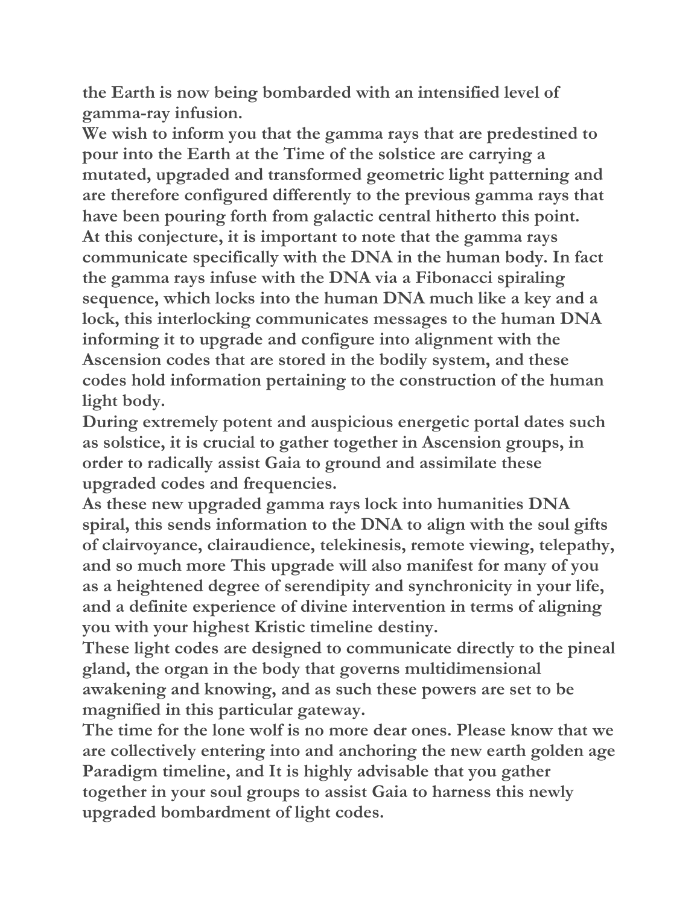**the Earth is now being bombarded with an intensified level of gamma-ray infusion.**

**We wish to inform you that the gamma rays that are predestined to pour into the Earth at the Time of the solstice are carrying a mutated, upgraded and transformed geometric light patterning and are therefore configured differently to the previous gamma rays that have been pouring forth from galactic central hitherto this point.**

**At this conjecture, it is important to note that the gamma rays communicate specifically with the DNA in the human body. In fact the gamma rays infuse with the DNA via a Fibonacci spiraling sequence, which locks into the human DNA much like a key and a lock, this interlocking communicates messages to the human DNA informing it to upgrade and configure into alignment with the Ascension codes that are stored in the bodily system, and these codes hold information pertaining to the construction of the human light body.**

**During extremely potent and auspicious energetic portal dates such as solstice, it is crucial to gather together in Ascension groups, in order to radically assist Gaia to ground and assimilate these upgraded codes and frequencies.**

**As these new upgraded gamma rays lock into humanities DNA spiral, this sends information to the DNA to align with the soul gifts of clairvoyance, clairaudience, telekinesis, remote viewing, telepathy, and so much more This upgrade will also manifest for many of you as a heightened degree of serendipity and synchronicity in your life, and a definite experience of divine intervention in terms of aligning you with your highest Kristic timeline destiny.**

**These light codes are designed to communicate directly to the pineal gland, the organ in the body that governs multidimensional awakening and knowing, and as such these powers are set to be magnified in this particular gateway.**

**The time for the lone wolf is no more dear ones. Please know that we are collectively entering into and anchoring the new earth golden age Paradigm timeline, and It is highly advisable that you gather together in your soul groups to assist Gaia to harness this newly upgraded bombardment of light codes.**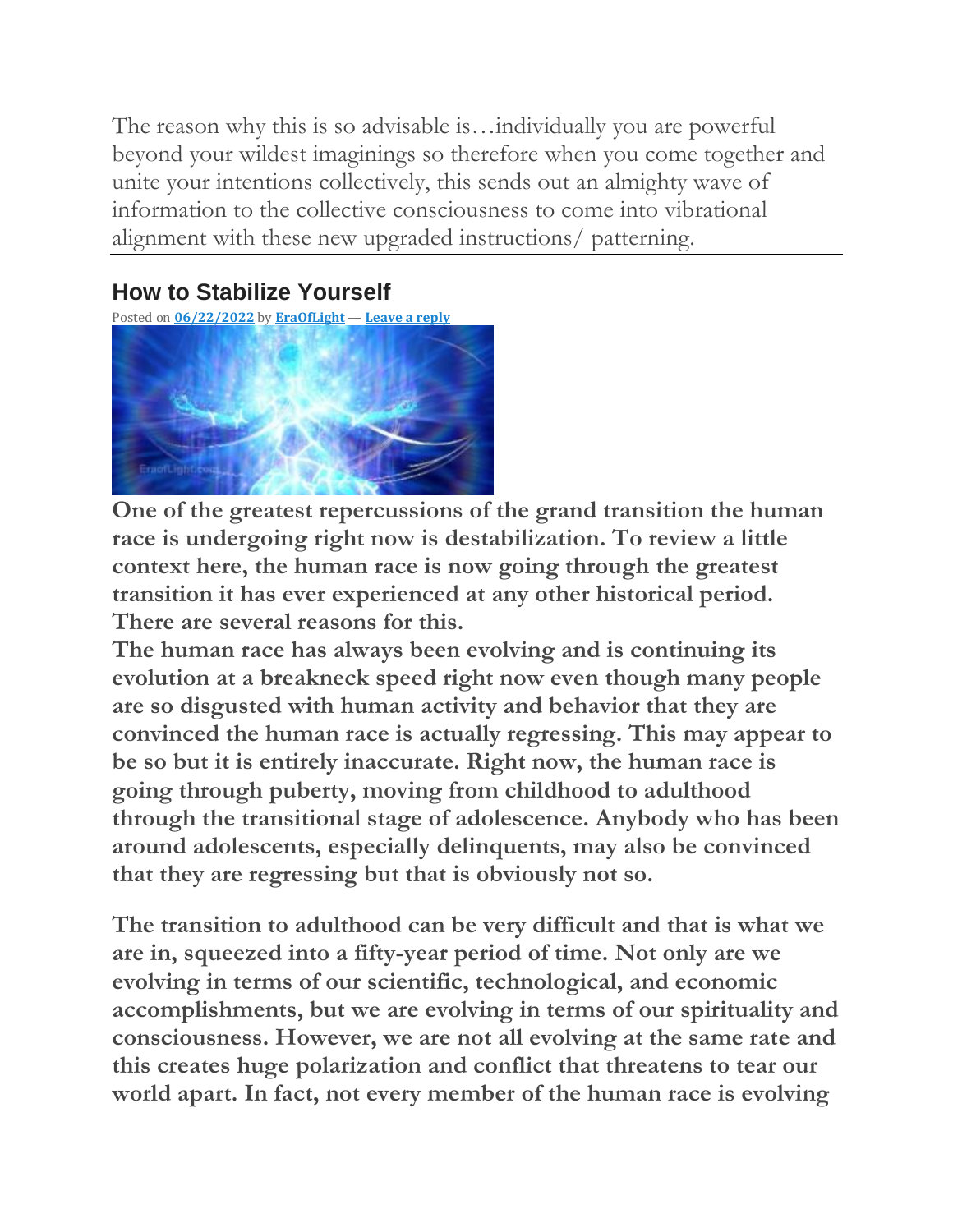The reason why this is so advisable is…individually you are powerful beyond your wildest imaginings so therefore when you come together and unite your intentions collectively, this sends out an almighty wave of information to the collective consciousness to come into vibrational alignment with these new upgraded instructions/ patterning.

---

## How to Stabilize Yourself

Posted on 06/22/2022 by EraOfLight — Leave a reply

**One of the greatest repercussions of the grand transition the human race is undergoing right now is destabilization. To review a little context here, the human race is now going through the greatest transition it has ever experienced at any other historical period. There are several reasons for this.**

**The human race has always been evolving and is continuing its evolution at a breakneck speed right now even though many people are so disgusted with human activity and behavior that they are convinced the human race is actually regressing. This may appear to be so but it is entirely inaccurate. Right now, the human race is going through puberty, moving from childhood to adulthood through the transitional stage of adolescence. Anybody who has been around adolescents, especially delinquents, may also be convinced that they are regressing but that is obviously not so.**

**The transition to adulthood can be very difficult and that is what we are in, squeezed into a fifty-year period of time. Not only are we evolving in terms of our scientific, technological, and economic accomplishments, but we are evolving in terms of our spirituality and consciousness. However, we are not all evolving at the same rate and this creates huge polarization and conflict that threatens to tear our world apart. In fact, not every member of the human race is evolving**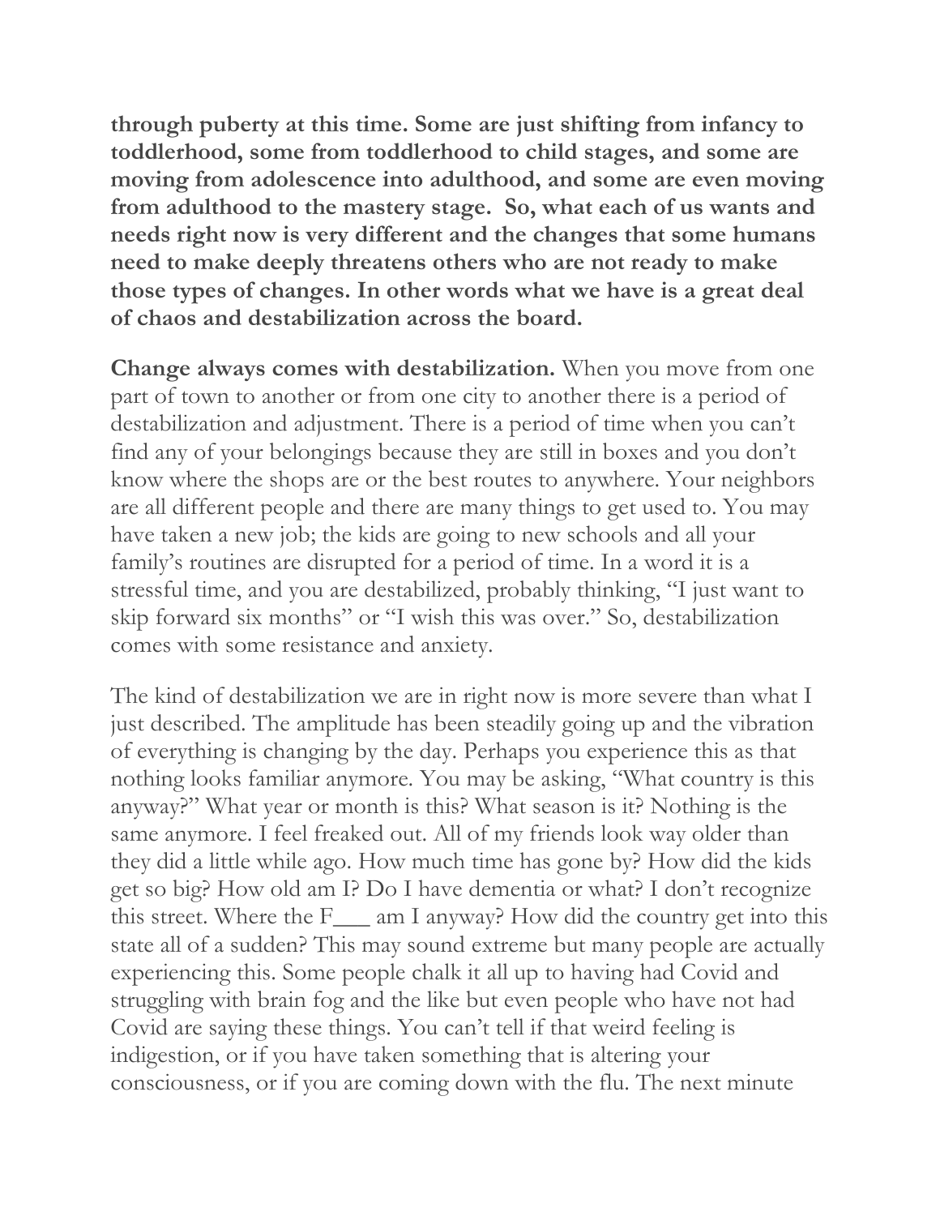**through puberty at this time. Some are just shifting from infancy to toddlerhood, some from toddlerhood to child stages, and some are moving from adolescence into adulthood, and some are even moving from adulthood to the mastery stage. So, what each of us wants and needs right now is very different and the changes that some humans need to make deeply threatens others who are not ready to make those types of changes. In other words what we have is a great deal of chaos and destabilization across the board.**

**Change always comes with destabilization.** When you move from one part of town to another or from one city to another there is a period of destabilization and adjustment. There is a period of time when you can't find any of your belongings because they are still in boxes and you don't know where the shops are or the best routes to anywhere. Your neighbors are all different people and there are many things to get used to. You may have taken a new job; the kids are going to new schools and all your family's routines are disrupted for a period of time. In a word it is a stressful time, and you are destabilized, probably thinking, "I just want to skip forward six months" or "I wish this was over." So, destabilization comes with some resistance and anxiety.

The kind of destabilization we are in right now is more severe than what I just described. The amplitude has been steadily going up and the vibration of everything is changing by the day. Perhaps you experience this as that nothing looks familiar anymore. You may be asking, "What country is this anyway?" What year or month is this? What season is it? Nothing is the same anymore. I feel freaked out. All of my friends look way older than they did a little while ago. How much time has gone by? How did the kids get so big? How old am I? Do I have dementia or what? I don't recognize this street. Where the F___ am I anyway? How did the country get into this state all of a sudden? This may sound extreme but many people are actually experiencing this. Some people chalk it all up to having had Covid and struggling with brain fog and the like but even people who have not had Covid are saying these things. You can't tell if that weird feeling is indigestion, or if you have taken something that is altering your consciousness, or if you are coming down with the flu. The next minute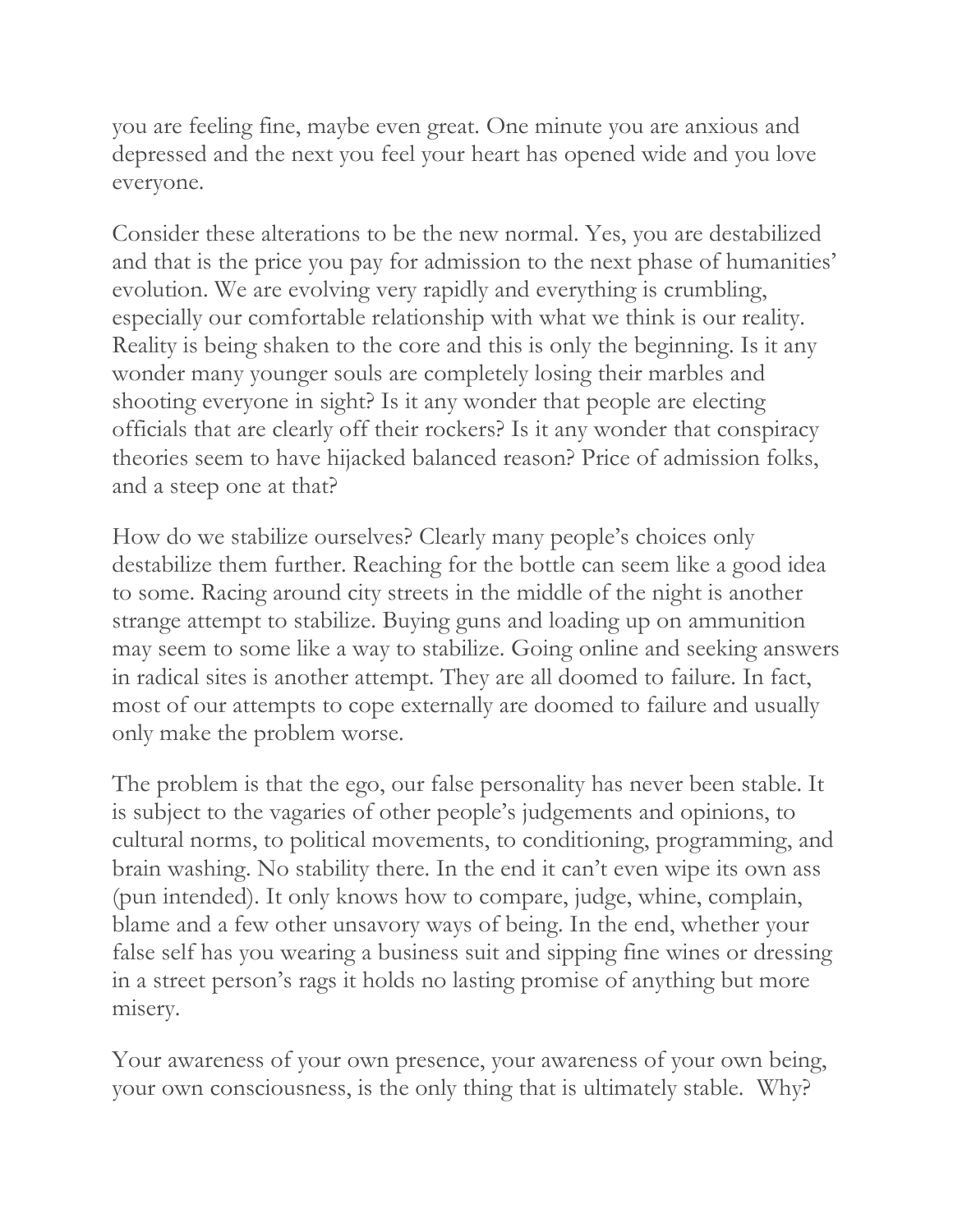you are feeling fine, maybe even great. One minute you are anxious and depressed and the next you feel your heart has opened wide and you love everyone.

Consider these alterations to be the new normal. Yes, you are destabilized and that is the price you pay for admission to the next phase of humanities' evolution. We are evolving very rapidly and everything is crumbling, especially our comfortable relationship with what we think is our reality. Reality is being shaken to the core and this is only the beginning. Is it any wonder many younger souls are completely losing their marbles and shooting everyone in sight? Is it any wonder that people are electing officials that are clearly off their rockers? Is it any wonder that conspiracy theories seem to have hijacked balanced reason? Price of admission folks, and a steep one at that?

How do we stabilize ourselves? Clearly many people's choices only destabilize them further. Reaching for the bottle can seem like a good idea to some. Racing around city streets in the middle of the night is another strange attempt to stabilize. Buying guns and loading up on ammunition may seem to some like a way to stabilize. Going online and seeking answers in radical sites is another attempt. They are all doomed to failure. In fact, most of our attempts to cope externally are doomed to failure and usually only make the problem worse.

The problem is that the ego, our false personality has never been stable. It is subject to the vagaries of other people's judgements and opinions, to cultural norms, to political movements, to conditioning, programming, and brain washing. No stability there. In the end it can't even wipe its own ass (pun intended). It only knows how to compare, judge, whine, complain, blame and a few other unsavory ways of being. In the end, whether your false self has you wearing a business suit and sipping fine wines or dressing in a street person's rags it holds no lasting promise of anything but more misery.

Your awareness of your own presence, your awareness of your own being, your own consciousness, is the only thing that is ultimately stable. Why?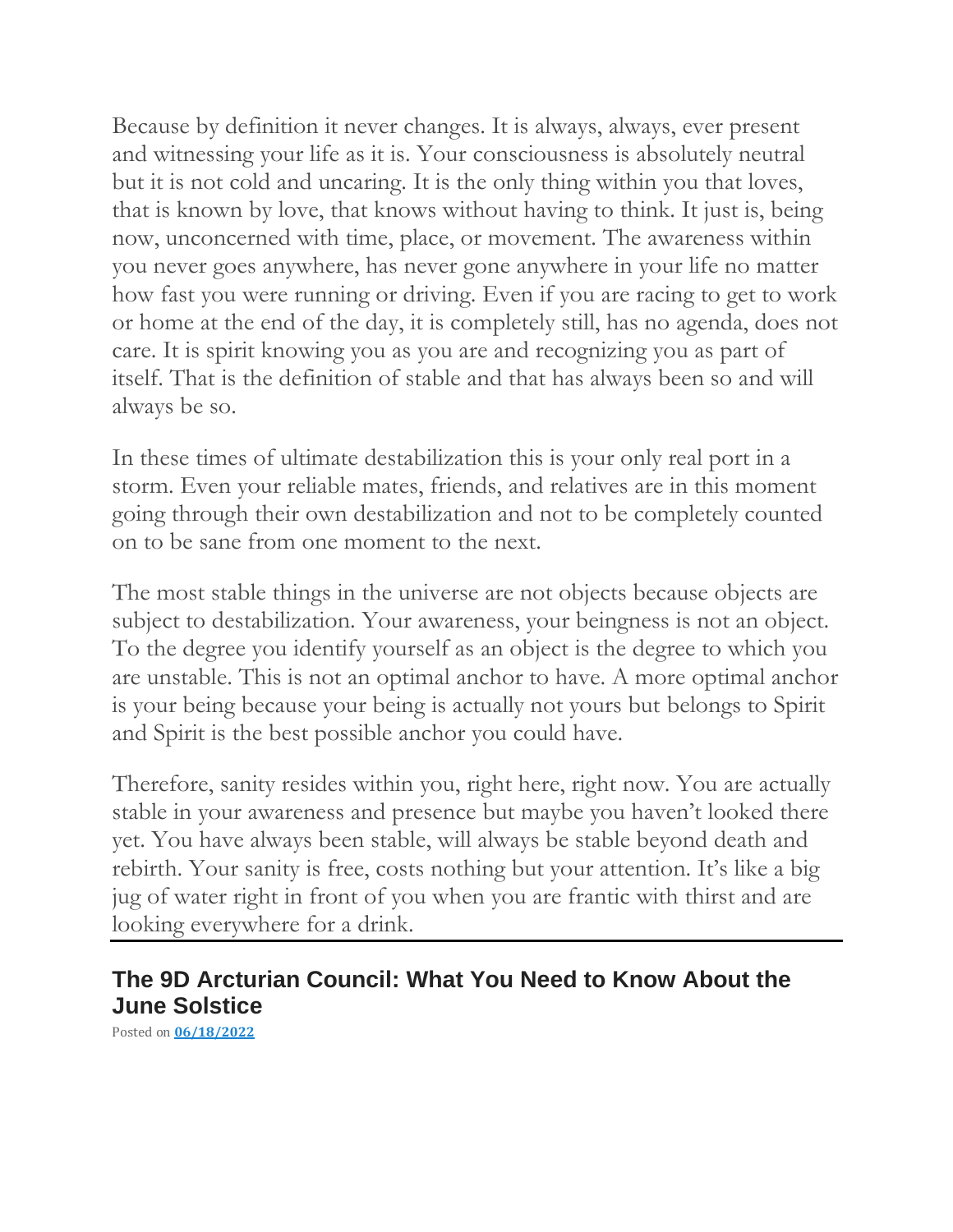Because by definition it never changes. It is always, always, ever present and witnessing your life as it is. Your consciousness is absolutely neutral but it is not cold and uncaring. It is the only thing within you that loves, that is known by love, that knows without having to think. It just is, being now, unconcerned with time, place, or movement. The awareness within you never goes anywhere, has never gone anywhere in your life no matter how fast you were running or driving. Even if you are racing to get to work or home at the end of the day, it is completely still, has no agenda, does not care. It is spirit knowing you as you are and recognizing you as part of itself. That is the definition of stable and that has always been so and will always be so.

In these times of ultimate destabilization this is your only real port in a storm. Even your reliable mates, friends, and relatives are in this moment going through their own destabilization and not to be completely counted on to be sane from one moment to the next.

The most stable things in the universe are not objects because objects are subject to destabilization. Your awareness, your beingness is not an object. To the degree you identify yourself as an object is the degree to which you are unstable. This is not an optimal anchor to have. A more optimal anchor is your being because your being is actually not yours but belongs to Spirit and Spirit is the best possible anchor you could have.

Therefore, sanity resides within you, right here, right now. You are actually stable in your awareness and presence but maybe you haven't looked there yet. You have always been stable, will always be stable beyond death and rebirth. Your sanity is free, costs nothing but your attention. It's like a big jug of water right in front of you when you are frantic with thirst and are looking everywhere for a drink.

---

## The 9D Arcturian Council: What You Need to Know About the June Solstice

Posted on **06/18/2022**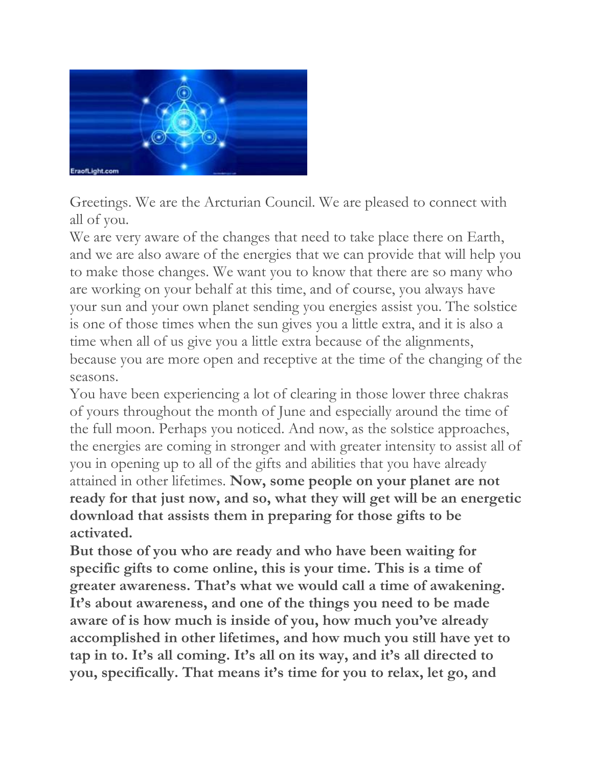Greetings. We are the Arcturian Council. We are pleased to connect with all of you.

We are very aware of the changes that need to take place there on Earth, and we are also aware of the energies that we can provide that will help you to make those changes. We want you to know that there are so many who are working on your behalf at this time, and of course, you always have your sun and your own planet sending you energies assist you. The solstice is one of those times when the sun gives you a little extra, and it is also a time when all of us give you a little extra because of the alignments, because you are more open and receptive at the time of the changing of the seasons.

You have been experiencing a lot of clearing in those lower three chakras of yours throughout the month of June and especially around the time of the full moon. Perhaps you noticed. And now, as the solstice approaches, the energies are coming in stronger and with greater intensity to assist all of you in opening up to all of the gifts and abilities that you have already attained in other lifetimes. **Now, some people on your planet are not ready for that just now, and so, what they will get will be an energetic download that assists them in preparing for those gifts to be activated.**

**But those of you who are ready and who have been waiting for specific gifts to come online, this is your time. This is a time of greater awareness. That's what we would call a time of awakening. It's about awareness, and one of the things you need to be made aware of is how much is inside of you, how much you've already accomplished in other lifetimes, and how much you still have yet to tap in to. It's all coming. It's all on its way, and it's all directed to you, specifically. That means it's time for you to relax, let go, and**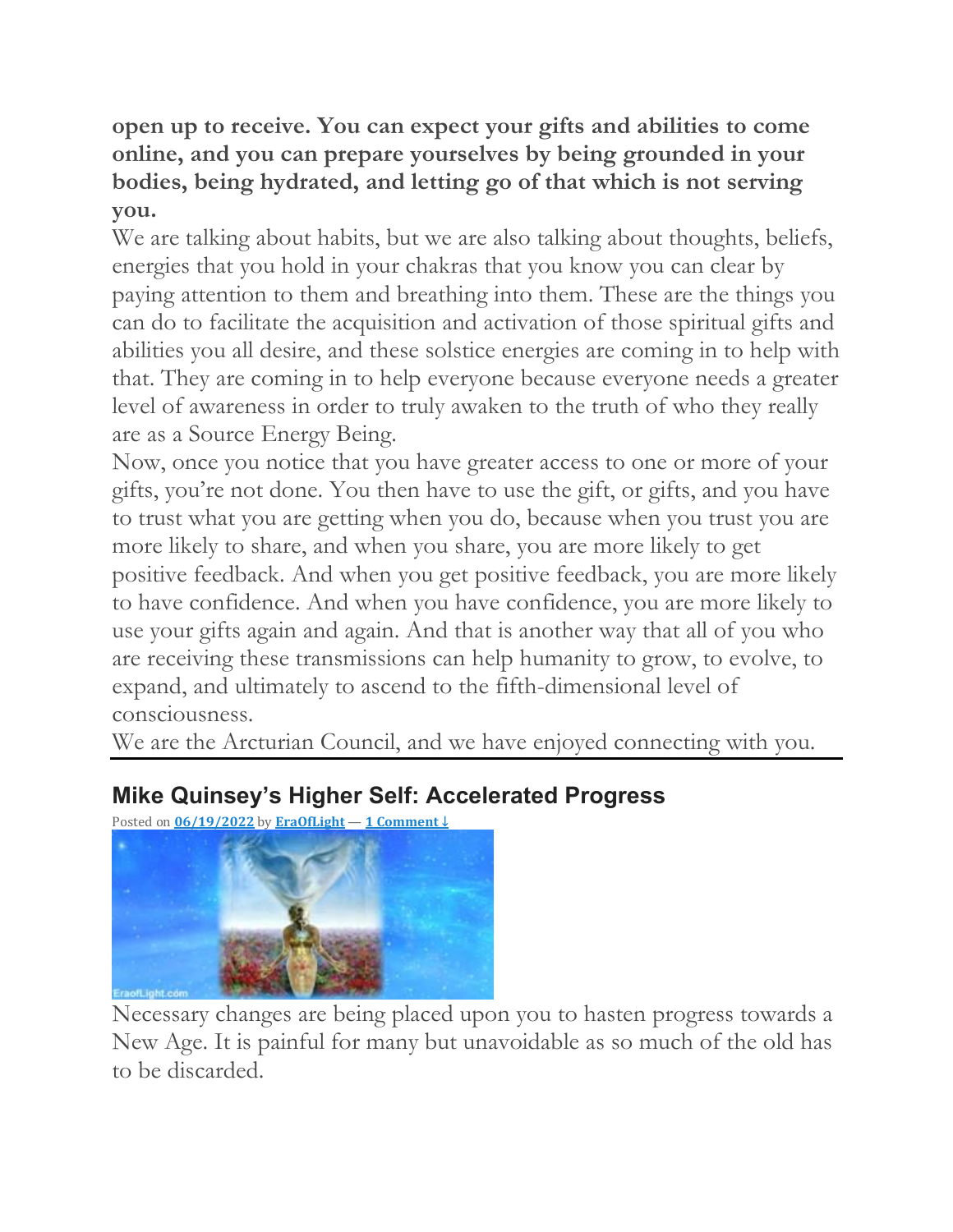**open up to receive. You can expect your gifts and abilities to come online, and you can prepare yourselves by being grounded in your bodies, being hydrated, and letting go of that which is not serving you.**

We are talking about habits, but we are also talking about thoughts, beliefs, energies that you hold in your chakras that you know you can clear by paying attention to them and breathing into them. These are the things you can do to facilitate the acquisition and activation of those spiritual gifts and abilities you all desire, and these solstice energies are coming in to help with that. They are coming in to help everyone because everyone needs a greater level of awareness in order to truly awaken to the truth of who they really are as a Source Energy Being.

Now, once you notice that you have greater access to one or more of your gifts, you're not done. You then have to use the gift, or gifts, and you have to trust what you are getting when you do, because when you trust you are more likely to share, and when you share, you are more likely to get positive feedback. And when you get positive feedback, you are more likely to have confidence. And when you have confidence, you are more likely to use your gifts again and again. And that is another way that all of you who are receiving these transmissions can help humanity to grow, to evolve, to expand, and ultimately to ascend to the fifth-dimensional level of consciousness.

We are the Arcturian Council, and we have enjoyed connecting with you.

---

## Mike Quinsey's Higher Self: Accelerated Progress

Posted on 06/19/2022 by EraOfLight — 1 Comment ↓

Necessary changes are being placed upon you to hasten progress towards a New Age. It is painful for many but unavoidable as so much of the old has to be discarded.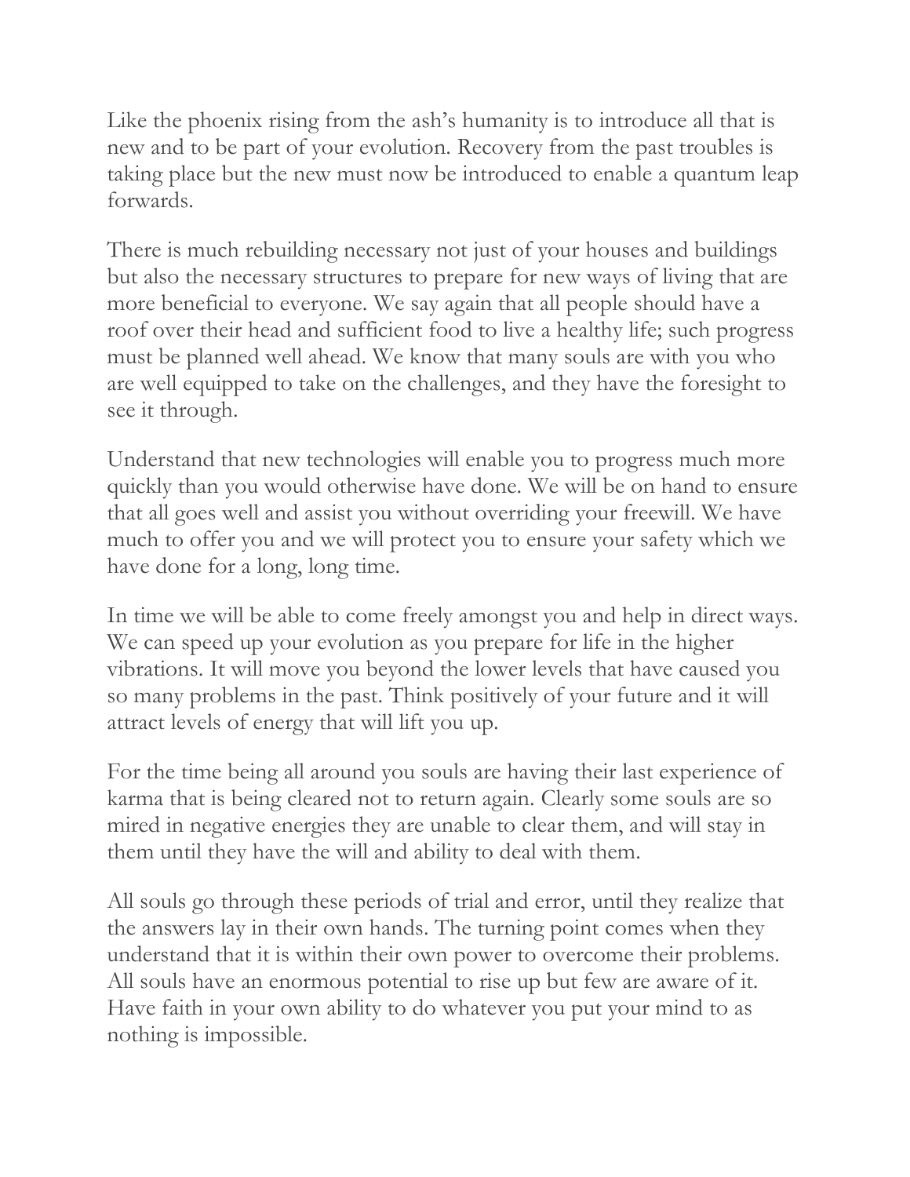Like the phoenix rising from the ash's humanity is to introduce all that is new and to be part of your evolution. Recovery from the past troubles is taking place but the new must now be introduced to enable a quantum leap forwards.

There is much rebuilding necessary not just of your houses and buildings but also the necessary structures to prepare for new ways of living that are more beneficial to everyone. We say again that all people should have a roof over their head and sufficient food to live a healthy life; such progress must be planned well ahead. We know that many souls are with you who are well equipped to take on the challenges, and they have the foresight to see it through.

Understand that new technologies will enable you to progress much more quickly than you would otherwise have done. We will be on hand to ensure that all goes well and assist you without overriding your freewill. We have much to offer you and we will protect you to ensure your safety which we have done for a long, long time.

In time we will be able to come freely amongst you and help in direct ways. We can speed up your evolution as you prepare for life in the higher vibrations. It will move you beyond the lower levels that have caused you so many problems in the past. Think positively of your future and it will attract levels of energy that will lift you up.

For the time being all around you souls are having their last experience of karma that is being cleared not to return again. Clearly some souls are so mired in negative energies they are unable to clear them, and will stay in them until they have the will and ability to deal with them.

All souls go through these periods of trial and error, until they realize that the answers lay in their own hands. The turning point comes when they understand that it is within their own power to overcome their problems. All souls have an enormous potential to rise up but few are aware of it. Have faith in your own ability to do whatever you put your mind to as nothing is impossible.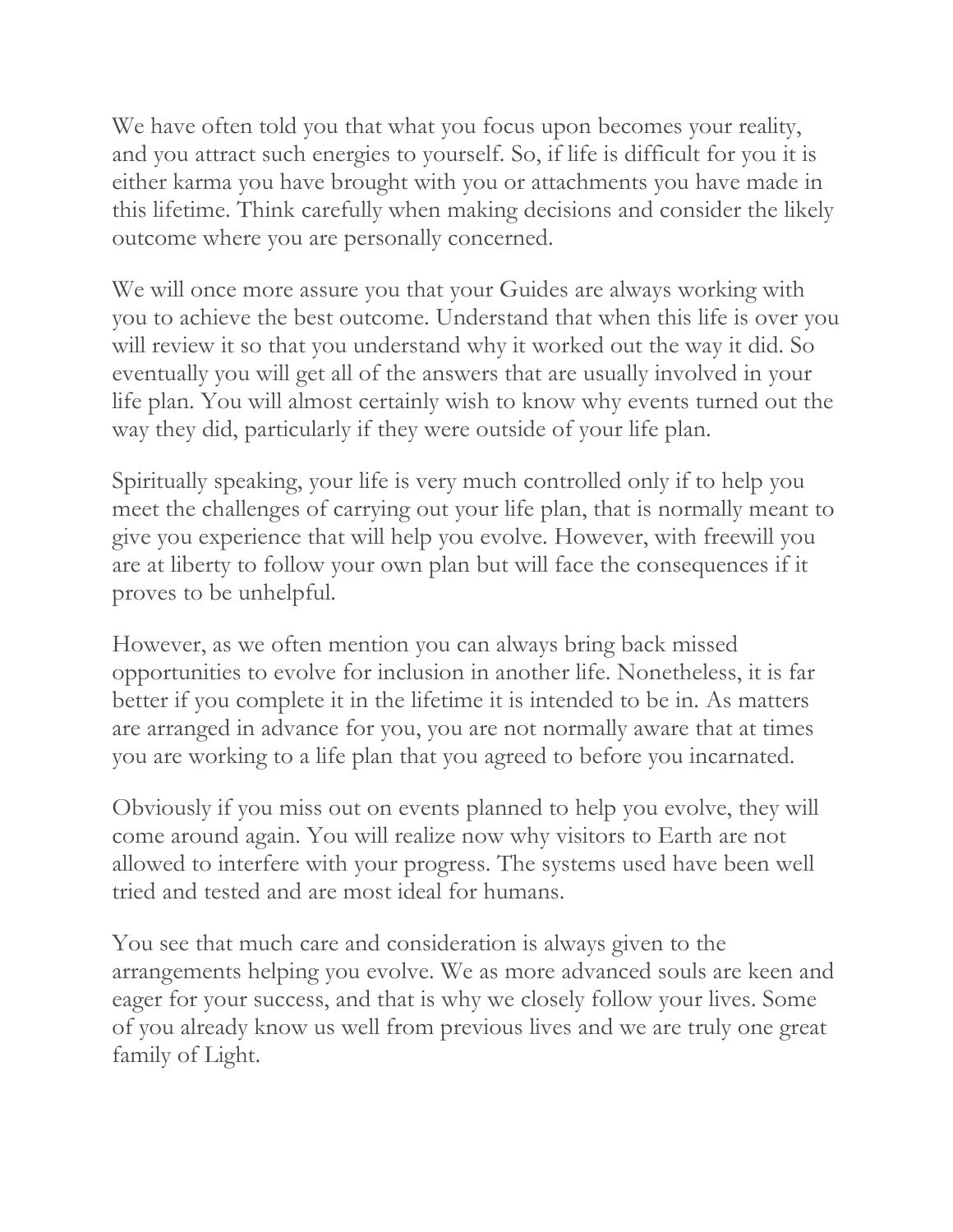We have often told you that what you focus upon becomes your reality, and you attract such energies to yourself. So, if life is difficult for you it is either karma you have brought with you or attachments you have made in this lifetime. Think carefully when making decisions and consider the likely outcome where you are personally concerned.

We will once more assure you that your Guides are always working with you to achieve the best outcome. Understand that when this life is over you will review it so that you understand why it worked out the way it did. So eventually you will get all of the answers that are usually involved in your life plan. You will almost certainly wish to know why events turned out the way they did, particularly if they were outside of your life plan.

Spiritually speaking, your life is very much controlled only if to help you meet the challenges of carrying out your life plan, that is normally meant to give you experience that will help you evolve. However, with freewill you are at liberty to follow your own plan but will face the consequences if it proves to be unhelpful.

However, as we often mention you can always bring back missed opportunities to evolve for inclusion in another life. Nonetheless, it is far better if you complete it in the lifetime it is intended to be in. As matters are arranged in advance for you, you are not normally aware that at times you are working to a life plan that you agreed to before you incarnated.

Obviously if you miss out on events planned to help you evolve, they will come around again. You will realize now why visitors to Earth are not allowed to interfere with your progress. The systems used have been well tried and tested and are most ideal for humans.

You see that much care and consideration is always given to the arrangements helping you evolve. We as more advanced souls are keen and eager for your success, and that is why we closely follow your lives. Some of you already know us well from previous lives and we are truly one great family of Light.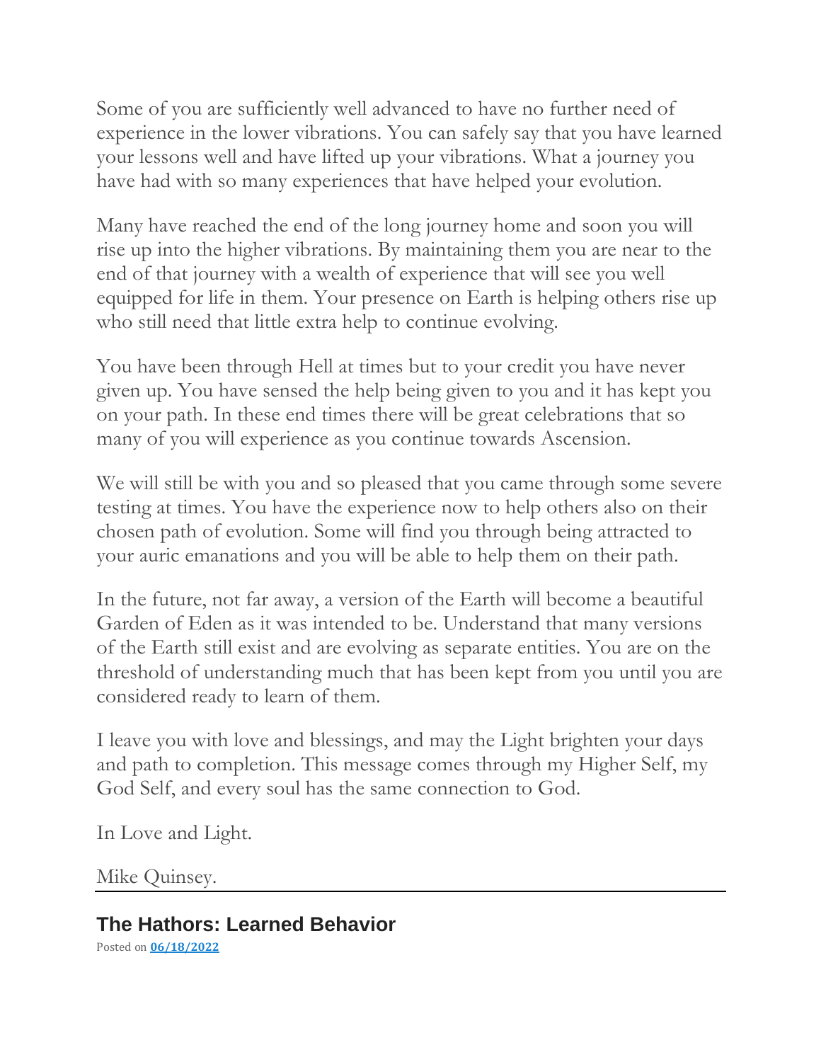Some of you are sufficiently well advanced to have no further need of experience in the lower vibrations. You can safely say that you have learned your lessons well and have lifted up your vibrations. What a journey you have had with so many experiences that have helped your evolution.

Many have reached the end of the long journey home and soon you will rise up into the higher vibrations. By maintaining them you are near to the end of that journey with a wealth of experience that will see you well equipped for life in them. Your presence on Earth is helping others rise up who still need that little extra help to continue evolving.

You have been through Hell at times but to your credit you have never given up. You have sensed the help being given to you and it has kept you on your path. In these end times there will be great celebrations that so many of you will experience as you continue towards Ascension.

We will still be with you and so pleased that you came through some severe testing at times. You have the experience now to help others also on their chosen path of evolution. Some will find you through being attracted to your auric emanations and you will be able to help them on their path.

In the future, not far away, a version of the Earth will become a beautiful Garden of Eden as it was intended to be. Understand that many versions of the Earth still exist and are evolving as separate entities. You are on the threshold of understanding much that has been kept from you until you are considered ready to learn of them.

I leave you with love and blessings, and may the Light brighten your days and path to completion. This message comes through my Higher Self, my God Self, and every soul has the same connection to God.

In Love and Light.

Mike Quinsey.

---

## The Hathors: Learned Behavior

Posted on **06/18/2022**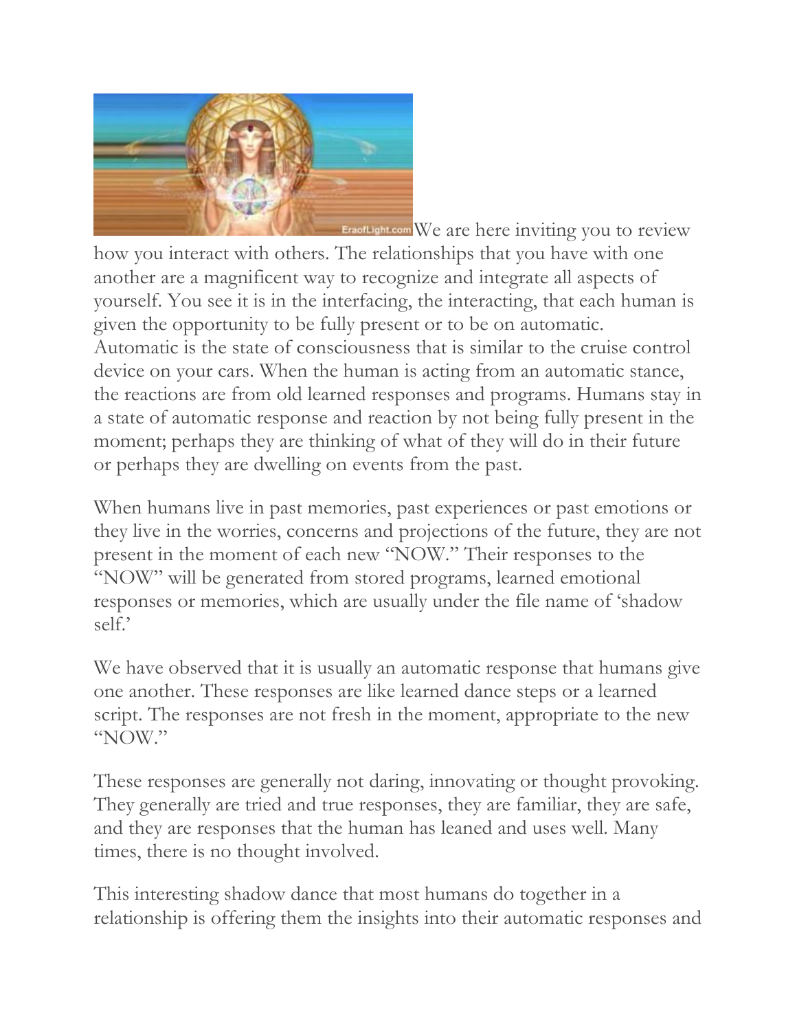We are here inviting you to review how you interact with others. The relationships that you have with one another are a magnificent way to recognize and integrate all aspects of yourself. You see it is in the interfacing, the interacting, that each human is given the opportunity to be fully present or to be on automatic. Automatic is the state of consciousness that is similar to the cruise control device on your cars. When the human is acting from an automatic stance, the reactions are from old learned responses and programs. Humans stay in a state of automatic response and reaction by not being fully present in the moment; perhaps they are thinking of what of they will do in their future or perhaps they are dwelling on events from the past.

When humans live in past memories, past experiences or past emotions or they live in the worries, concerns and projections of the future, they are not present in the moment of each new "NOW." Their responses to the "NOW" will be generated from stored programs, learned emotional responses or memories, which are usually under the file name of 'shadow self.'

We have observed that it is usually an automatic response that humans give one another. These responses are like learned dance steps or a learned script. The responses are not fresh in the moment, appropriate to the new "NOW."

These responses are generally not daring, innovating or thought provoking. They generally are tried and true responses, they are familiar, they are safe, and they are responses that the human has leaned and uses well. Many times, there is no thought involved.

This interesting shadow dance that most humans do together in a relationship is offering them the insights into their automatic responses and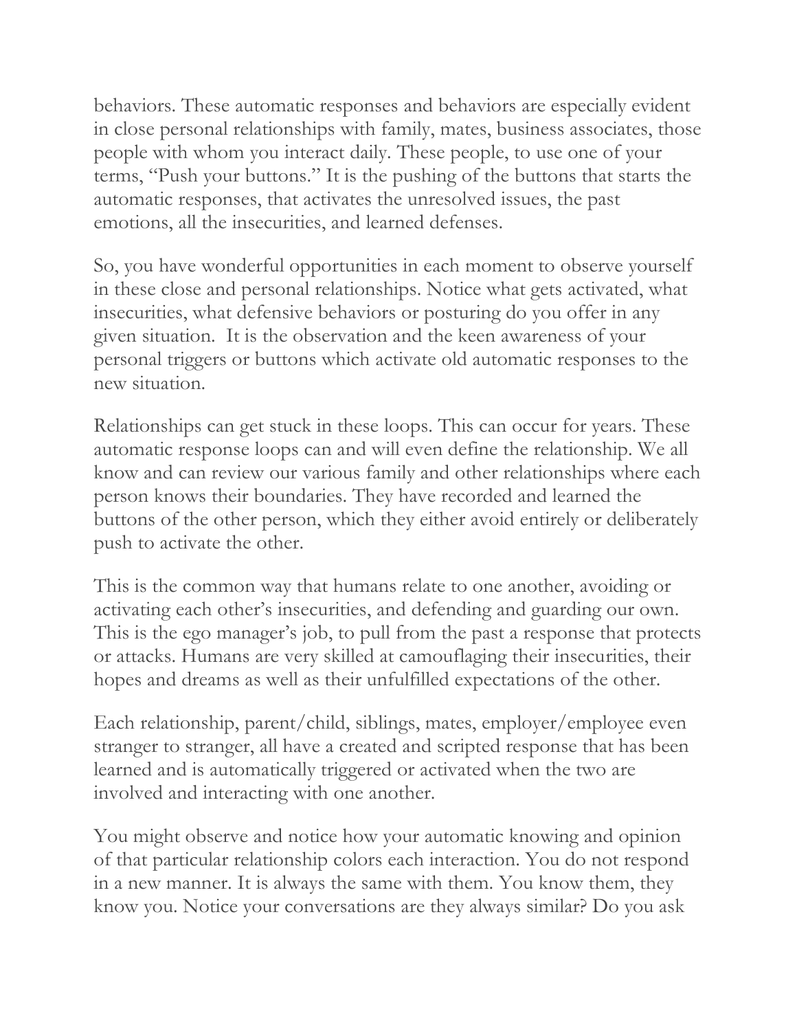behaviors. These automatic responses and behaviors are especially evident in close personal relationships with family, mates, business associates, those people with whom you interact daily. These people, to use one of your terms, "Push your buttons." It is the pushing of the buttons that starts the automatic responses, that activates the unresolved issues, the past emotions, all the insecurities, and learned defenses.

So, you have wonderful opportunities in each moment to observe yourself in these close and personal relationships. Notice what gets activated, what insecurities, what defensive behaviors or posturing do you offer in any given situation. It is the observation and the keen awareness of your personal triggers or buttons which activate old automatic responses to the new situation.

Relationships can get stuck in these loops. This can occur for years. These automatic response loops can and will even define the relationship. We all know and can review our various family and other relationships where each person knows their boundaries. They have recorded and learned the buttons of the other person, which they either avoid entirely or deliberately push to activate the other.

This is the common way that humans relate to one another, avoiding or activating each other's insecurities, and defending and guarding our own. This is the ego manager's job, to pull from the past a response that protects or attacks. Humans are very skilled at camouflaging their insecurities, their hopes and dreams as well as their unfulfilled expectations of the other.

Each relationship, parent/child, siblings, mates, employer/employee even stranger to stranger, all have a created and scripted response that has been learned and is automatically triggered or activated when the two are involved and interacting with one another.

You might observe and notice how your automatic knowing and opinion of that particular relationship colors each interaction. You do not respond in a new manner. It is always the same with them. You know them, they know you. Notice your conversations are they always similar? Do you ask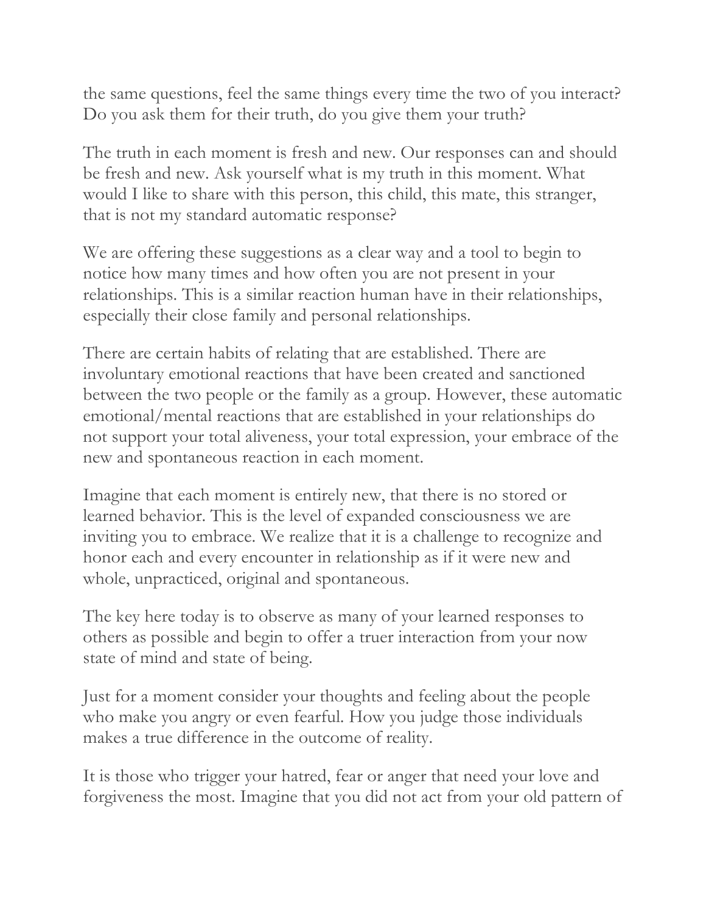the same questions, feel the same things every time the two of you interact? Do you ask them for their truth, do you give them your truth?

The truth in each moment is fresh and new. Our responses can and should be fresh and new. Ask yourself what is my truth in this moment. What would I like to share with this person, this child, this mate, this stranger, that is not my standard automatic response?

We are offering these suggestions as a clear way and a tool to begin to notice how many times and how often you are not present in your relationships. This is a similar reaction human have in their relationships, especially their close family and personal relationships.

There are certain habits of relating that are established. There are involuntary emotional reactions that have been created and sanctioned between the two people or the family as a group. However, these automatic emotional/mental reactions that are established in your relationships do not support your total aliveness, your total expression, your embrace of the new and spontaneous reaction in each moment.

Imagine that each moment is entirely new, that there is no stored or learned behavior. This is the level of expanded consciousness we are inviting you to embrace. We realize that it is a challenge to recognize and honor each and every encounter in relationship as if it were new and whole, unpracticed, original and spontaneous.

The key here today is to observe as many of your learned responses to others as possible and begin to offer a truer interaction from your now state of mind and state of being.

Just for a moment consider your thoughts and feeling about the people who make you angry or even fearful. How you judge those individuals makes a true difference in the outcome of reality.

It is those who trigger your hatred, fear or anger that need your love and forgiveness the most. Imagine that you did not act from your old pattern of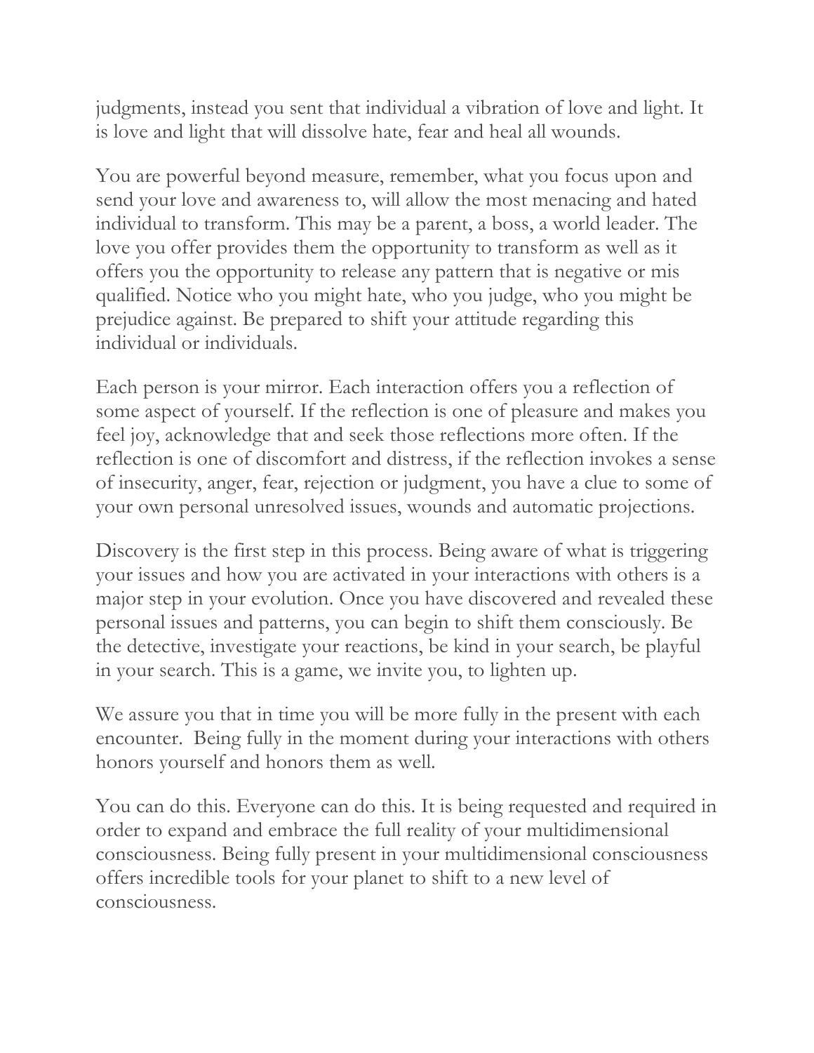judgments, instead you sent that individual a vibration of love and light. It is love and light that will dissolve hate, fear and heal all wounds.

You are powerful beyond measure, remember, what you focus upon and send your love and awareness to, will allow the most menacing and hated individual to transform. This may be a parent, a boss, a world leader. The love you offer provides them the opportunity to transform as well as it offers you the opportunity to release any pattern that is negative or mis qualified. Notice who you might hate, who you judge, who you might be prejudice against. Be prepared to shift your attitude regarding this individual or individuals.

Each person is your mirror. Each interaction offers you a reflection of some aspect of yourself. If the reflection is one of pleasure and makes you feel joy, acknowledge that and seek those reflections more often. If the reflection is one of discomfort and distress, if the reflection invokes a sense of insecurity, anger, fear, rejection or judgment, you have a clue to some of your own personal unresolved issues, wounds and automatic projections.

Discovery is the first step in this process. Being aware of what is triggering your issues and how you are activated in your interactions with others is a major step in your evolution. Once you have discovered and revealed these personal issues and patterns, you can begin to shift them consciously. Be the detective, investigate your reactions, be kind in your search, be playful in your search. This is a game, we invite you, to lighten up.

We assure you that in time you will be more fully in the present with each encounter. Being fully in the moment during your interactions with others honors yourself and honors them as well.

You can do this. Everyone can do this. It is being requested and required in order to expand and embrace the full reality of your multidimensional consciousness. Being fully present in your multidimensional consciousness offers incredible tools for your planet to shift to a new level of consciousness.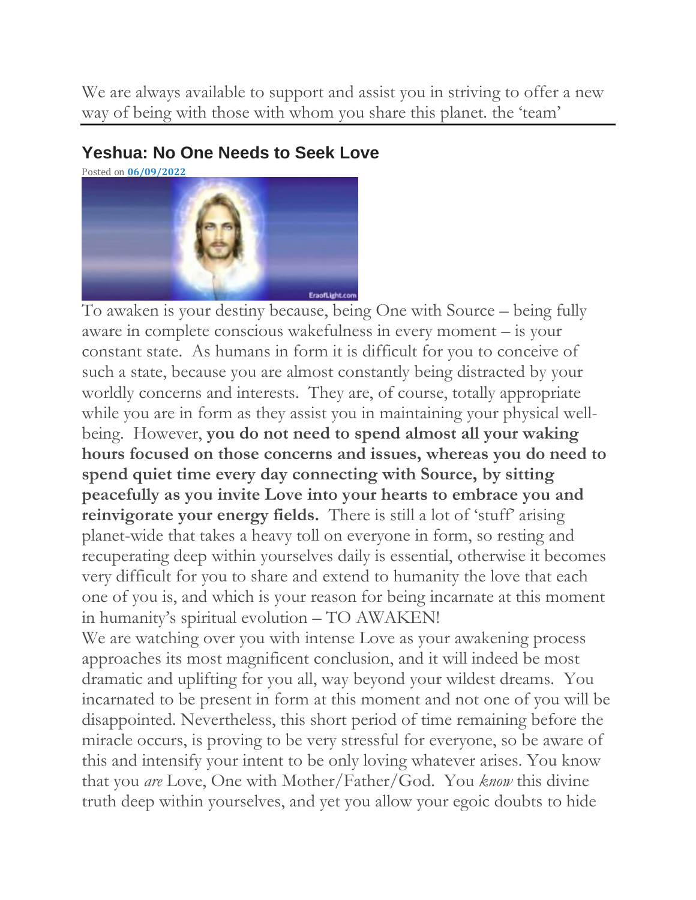We are always available to support and assist you in striving to offer a new way of being with those with whom you share this planet. the 'team'

---

## Yeshua: No One Needs to Seek Love

Posted on **06/09/2022**

To awaken is your destiny because, being One with Source – being fully aware in complete conscious wakefulness in every moment – is your constant state. As humans in form it is difficult for you to conceive of such a state, because you are almost constantly being distracted by your worldly concerns and interests. They are, of course, totally appropriate while you are in form as they assist you in maintaining your physical well-being. However, **you do not need to spend almost all your waking hours focused on those concerns and issues, whereas you do need to spend quiet time every day connecting with Source, by sitting peacefully as you invite Love into your hearts to embrace you and reinvigorate your energy fields.** There is still a lot of 'stuff' arising planet-wide that takes a heavy toll on everyone in form, so resting and recuperating deep within yourselves daily is essential, otherwise it becomes very difficult for you to share and extend to humanity the love that each one of you is, and which is your reason for being incarnate at this moment in humanity's spiritual evolution – TO AWAKEN!

We are watching over you with intense Love as your awakening process approaches its most magnificent conclusion, and it will indeed be most dramatic and uplifting for you all, way beyond your wildest dreams. You incarnated to be present in form at this moment and not one of you will be disappointed. Nevertheless, this short period of time remaining before the miracle occurs, is proving to be very stressful for everyone, so be aware of this and intensify your intent to be only loving whatever arises. You know that you *are* Love, One with Mother/Father/God. You *know* this divine truth deep within yourselves, and yet you allow your egoic doubts to hide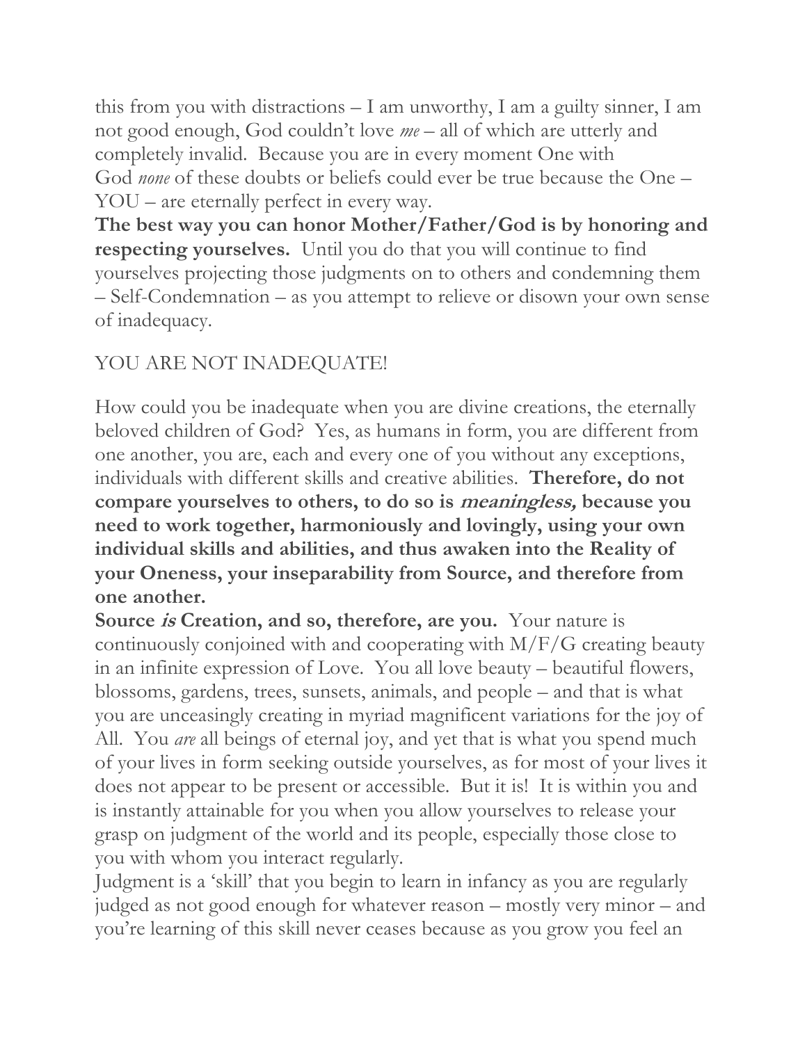this from you with distractions – I am unworthy, I am a guilty sinner, I am not good enough, God couldn't love *me* – all of which are utterly and completely invalid. Because you are in every moment One with God *none* of these doubts or beliefs could ever be true because the One – YOU – are eternally perfect in every way.

**The best way you can honor Mother/Father/God is by honoring and respecting yourselves.** Until you do that you will continue to find yourselves projecting those judgments on to others and condemning them – Self-Condemnation – as you attempt to relieve or disown your own sense of inadequacy.

YOU ARE NOT INADEQUATE!

How could you be inadequate when you are divine creations, the eternally beloved children of God? Yes, as humans in form, you are different from one another, you are, each and every one of you without any exceptions, individuals with different skills and creative abilities. **Therefore, do not compare yourselves to others, to do so is *meaningless,* because you need to work together, harmoniously and lovingly, using your own individual skills and abilities, and thus awaken into the Reality of your Oneness, your inseparability from Source, and therefore from one another.**

**Source *is* Creation, and so, therefore, are you.** Your nature is continuously conjoined with and cooperating with M/F/G creating beauty in an infinite expression of Love. You all love beauty – beautiful flowers, blossoms, gardens, trees, sunsets, animals, and people – and that is what you are unceasingly creating in myriad magnificent variations for the joy of All. You *are* all beings of eternal joy, and yet that is what you spend much of your lives in form seeking outside yourselves, as for most of your lives it does not appear to be present or accessible. But it is! It is within you and is instantly attainable for you when you allow yourselves to release your grasp on judgment of the world and its people, especially those close to you with whom you interact regularly.

Judgment is a 'skill' that you begin to learn in infancy as you are regularly judged as not good enough for whatever reason – mostly very minor – and you're learning of this skill never ceases because as you grow you feel an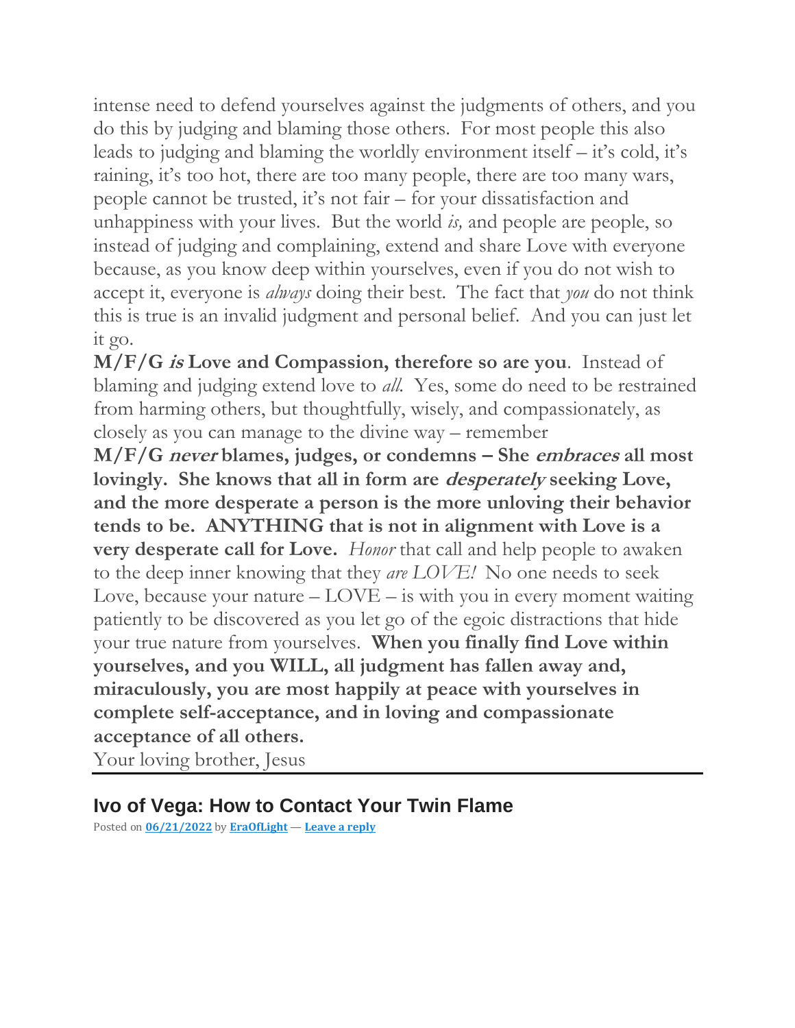intense need to defend yourselves against the judgments of others, and you do this by judging and blaming those others. For most people this also leads to judging and blaming the worldly environment itself – it's cold, it's raining, it's too hot, there are too many people, there are too many wars, people cannot be trusted, it's not fair – for your dissatisfaction and unhappiness with your lives. But the world *is,* and people are people, so instead of judging and complaining, extend and share Love with everyone because, as you know deep within yourselves, even if you do not wish to accept it, everyone is *always* doing their best. The fact that *you* do not think this is true is an invalid judgment and personal belief. And you can just let it go.

**M/F/G *is* Love and Compassion, therefore so are you**. Instead of blaming and judging extend love to *all.* Yes, some do need to be restrained from harming others, but thoughtfully, wisely, and compassionately, as closely as you can manage to the divine way – remember **M/F/G *never* blames, judges, or condemns – She *embraces* all most lovingly. She knows that all in form are *desperately* seeking Love, and the more desperate a person is the more unloving their behavior tends to be. ANYTHING that is not in alignment with Love is a very desperate call for Love.** *Honor* that call and help people to awaken to the deep inner knowing that they *are LOVE!* No one needs to seek Love, because your nature – LOVE – is with you in every moment waiting patiently to be discovered as you let go of the egoic distractions that hide your true nature from yourselves. **When you finally find Love within yourselves, and you WILL, all judgment has fallen away and, miraculously, you are most happily at peace with yourselves in complete self-acceptance, and in loving and compassionate acceptance of all others.**

Your loving brother, Jesus

---

## Ivo of Vega: How to Contact Your Twin Flame

Posted on **06/21/2022** by **EraOfLight** — **Leave a reply**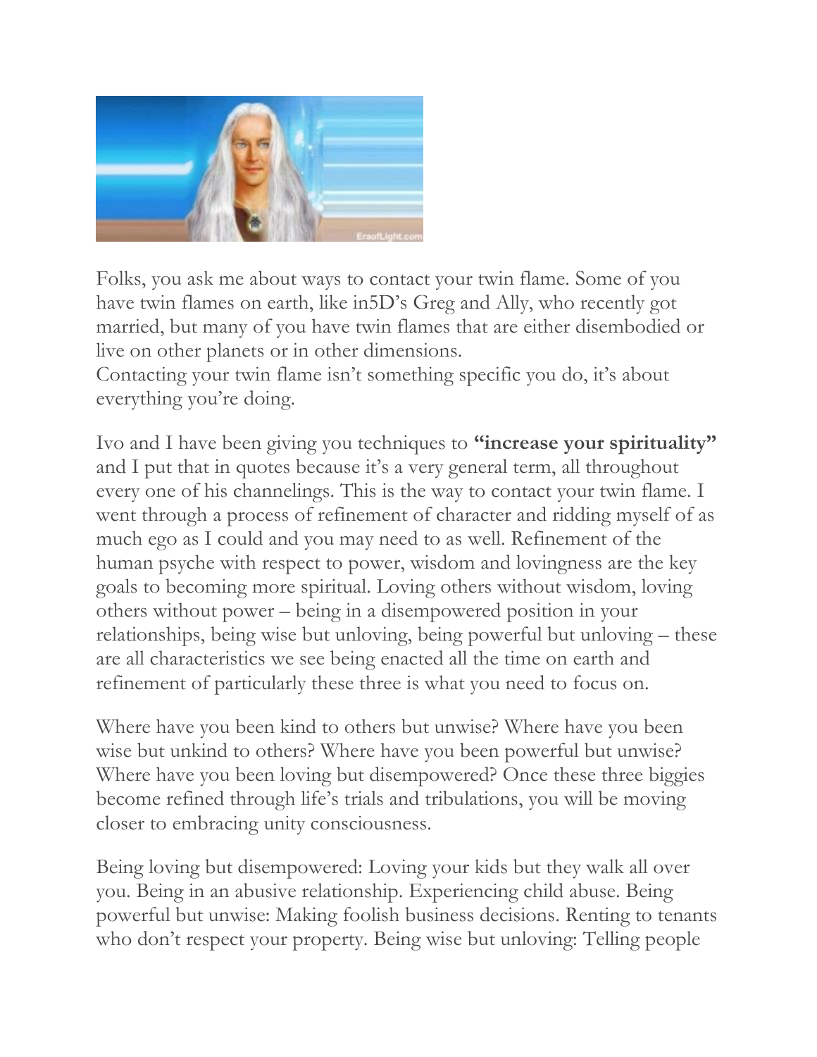Folks, you ask me about ways to contact your twin flame. Some of you have twin flames on earth, like in5D's Greg and Ally, who recently got married, but many of you have twin flames that are either disembodied or live on other planets or in other dimensions.
Contacting your twin flame isn't something specific you do, it's about everything you're doing.

Ivo and I have been giving you techniques to **"increase your spirituality"** and I put that in quotes because it's a very general term, all throughout every one of his channelings. This is the way to contact your twin flame. I went through a process of refinement of character and ridding myself of as much ego as I could and you may need to as well. Refinement of the human psyche with respect to power, wisdom and lovingness are the key goals to becoming more spiritual. Loving others without wisdom, loving others without power – being in a disempowered position in your relationships, being wise but unloving, being powerful but unloving – these are all characteristics we see being enacted all the time on earth and refinement of particularly these three is what you need to focus on.

Where have you been kind to others but unwise? Where have you been wise but unkind to others? Where have you been powerful but unwise? Where have you been loving but disempowered? Once these three biggies become refined through life's trials and tribulations, you will be moving closer to embracing unity consciousness.

Being loving but disempowered: Loving your kids but they walk all over you. Being in an abusive relationship. Experiencing child abuse. Being powerful but unwise: Making foolish business decisions. Renting to tenants who don't respect your property. Being wise but unloving: Telling people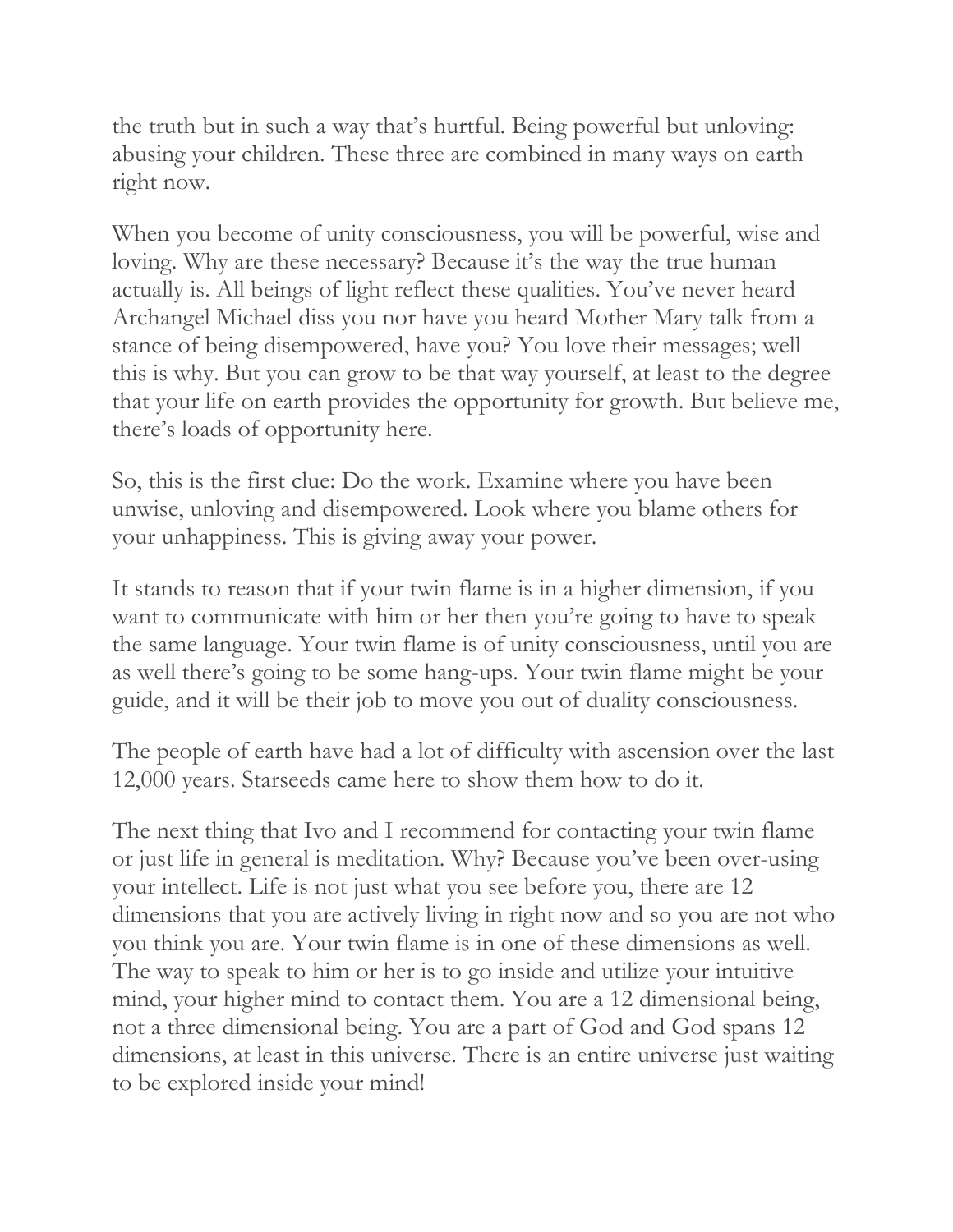the truth but in such a way that's hurtful. Being powerful but unloving: abusing your children. These three are combined in many ways on earth right now.

When you become of unity consciousness, you will be powerful, wise and loving. Why are these necessary? Because it's the way the true human actually is. All beings of light reflect these qualities. You've never heard Archangel Michael diss you nor have you heard Mother Mary talk from a stance of being disempowered, have you? You love their messages; well this is why. But you can grow to be that way yourself, at least to the degree that your life on earth provides the opportunity for growth. But believe me, there's loads of opportunity here.

So, this is the first clue: Do the work. Examine where you have been unwise, unloving and disempowered. Look where you blame others for your unhappiness. This is giving away your power.

It stands to reason that if your twin flame is in a higher dimension, if you want to communicate with him or her then you're going to have to speak the same language. Your twin flame is of unity consciousness, until you are as well there's going to be some hang-ups. Your twin flame might be your guide, and it will be their job to move you out of duality consciousness.

The people of earth have had a lot of difficulty with ascension over the last 12,000 years. Starseeds came here to show them how to do it.

The next thing that Ivo and I recommend for contacting your twin flame or just life in general is meditation. Why? Because you've been over-using your intellect. Life is not just what you see before you, there are 12 dimensions that you are actively living in right now and so you are not who you think you are. Your twin flame is in one of these dimensions as well. The way to speak to him or her is to go inside and utilize your intuitive mind, your higher mind to contact them. You are a 12 dimensional being, not a three dimensional being. You are a part of God and God spans 12 dimensions, at least in this universe. There is an entire universe just waiting to be explored inside your mind!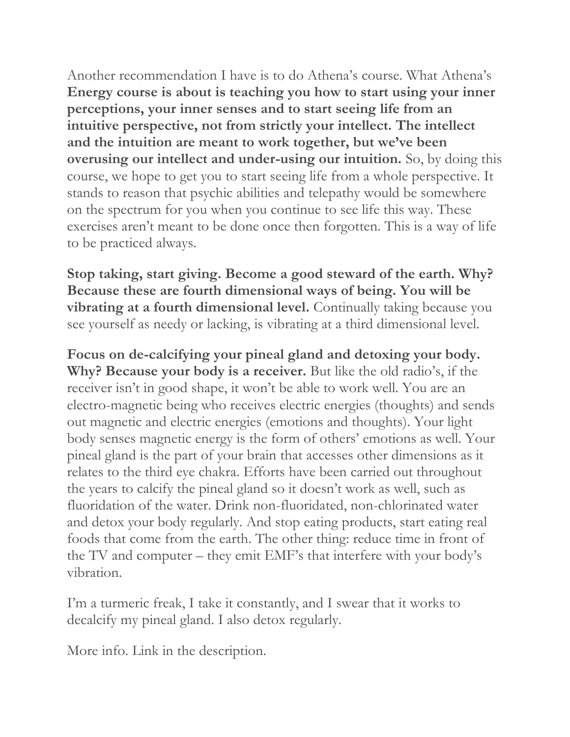Another recommendation I have is to do Athena's course. What Athena's **Energy course is about is teaching you how to start using your inner perceptions, your inner senses and to start seeing life from an intuitive perspective, not from strictly your intellect. The intellect and the intuition are meant to work together, but we've been overusing our intellect and under-using our intuition.** So, by doing this course, we hope to get you to start seeing life from a whole perspective. It stands to reason that psychic abilities and telepathy would be somewhere on the spectrum for you when you continue to see life this way. These exercises aren't meant to be done once then forgotten. This is a way of life to be practiced always.

**Stop taking, start giving. Become a good steward of the earth. Why? Because these are fourth dimensional ways of being. You will be vibrating at a fourth dimensional level.** Continually taking because you see yourself as needy or lacking, is vibrating at a third dimensional level.

**Focus on de-calcifying your pineal gland and detoxing your body. Why? Because your body is a receiver.** But like the old radio's, if the receiver isn't in good shape, it won't be able to work well. You are an electro-magnetic being who receives electric energies (thoughts) and sends out magnetic and electric energies (emotions and thoughts). Your light body senses magnetic energy is the form of others' emotions as well. Your pineal gland is the part of your brain that accesses other dimensions as it relates to the third eye chakra. Efforts have been carried out throughout the years to calcify the pineal gland so it doesn't work as well, such as fluoridation of the water. Drink non-fluoridated, non-chlorinated water and detox your body regularly. And stop eating products, start eating real foods that come from the earth. The other thing: reduce time in front of the TV and computer – they emit EMF's that interfere with your body's vibration.

I'm a turmeric freak, I take it constantly, and I swear that it works to decalcify my pineal gland. I also detox regularly.

More info. Link in the description.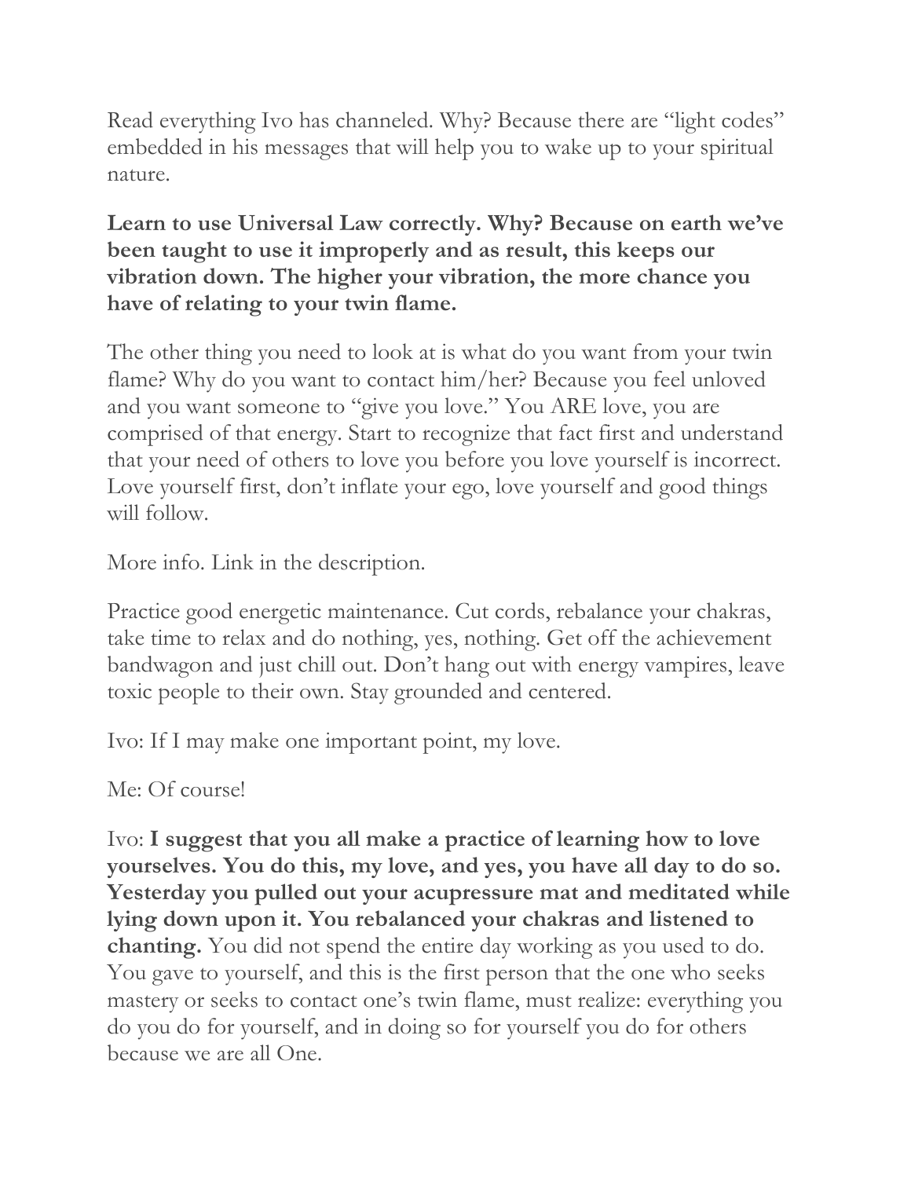Read everything Ivo has channeled. Why? Because there are "light codes" embedded in his messages that will help you to wake up to your spiritual nature.

**Learn to use Universal Law correctly. Why? Because on earth we've been taught to use it improperly and as result, this keeps our vibration down. The higher your vibration, the more chance you have of relating to your twin flame.**

The other thing you need to look at is what do you want from your twin flame? Why do you want to contact him/her? Because you feel unloved and you want someone to "give you love." You ARE love, you are comprised of that energy. Start to recognize that fact first and understand that your need of others to love you before you love yourself is incorrect. Love yourself first, don't inflate your ego, love yourself and good things will follow.

More info. Link in the description.

Practice good energetic maintenance. Cut cords, rebalance your chakras, take time to relax and do nothing, yes, nothing. Get off the achievement bandwagon and just chill out. Don't hang out with energy vampires, leave toxic people to their own. Stay grounded and centered.

Ivo: If I may make one important point, my love.

Me: Of course!

Ivo: **I suggest that you all make a practice of learning how to love yourselves. You do this, my love, and yes, you have all day to do so. Yesterday you pulled out your acupressure mat and meditated while lying down upon it. You rebalanced your chakras and listened to chanting.** You did not spend the entire day working as you used to do. You gave to yourself, and this is the first person that the one who seeks mastery or seeks to contact one's twin flame, must realize: everything you do you do for yourself, and in doing so for yourself you do for others because we are all One.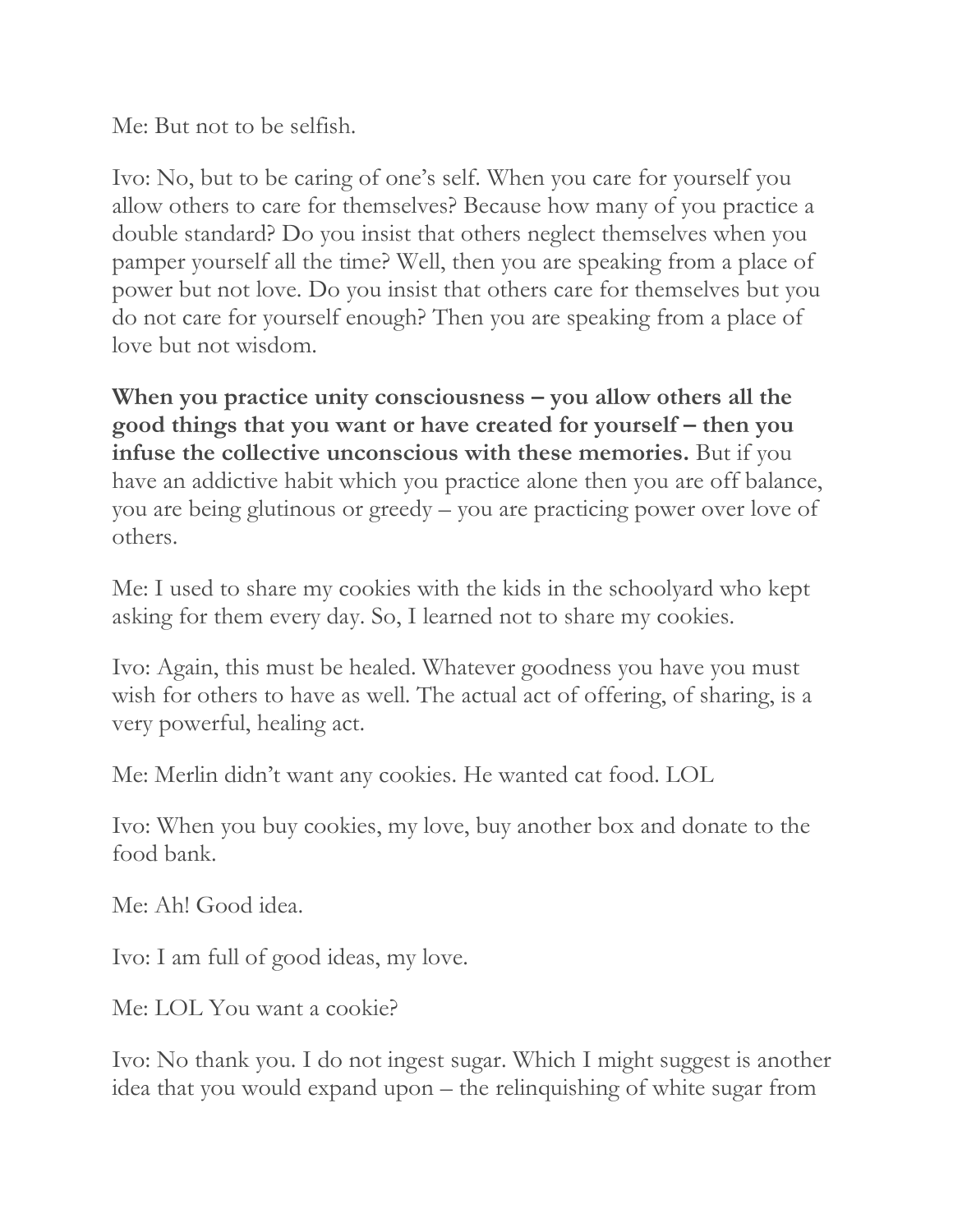Me: But not to be selfish.

Ivo: No, but to be caring of one's self. When you care for yourself you allow others to care for themselves? Because how many of you practice a double standard? Do you insist that others neglect themselves when you pamper yourself all the time? Well, then you are speaking from a place of power but not love. Do you insist that others care for themselves but you do not care for yourself enough? Then you are speaking from a place of love but not wisdom.

**When you practice unity consciousness – you allow others all the good things that you want or have created for yourself – then you infuse the collective unconscious with these memories.** But if you have an addictive habit which you practice alone then you are off balance, you are being glutinous or greedy – you are practicing power over love of others.

Me: I used to share my cookies with the kids in the schoolyard who kept asking for them every day. So, I learned not to share my cookies.

Ivo: Again, this must be healed. Whatever goodness you have you must wish for others to have as well. The actual act of offering, of sharing, is a very powerful, healing act.

Me: Merlin didn't want any cookies. He wanted cat food. LOL

Ivo: When you buy cookies, my love, buy another box and donate to the food bank.

Me: Ah! Good idea.

Ivo: I am full of good ideas, my love.

Me: LOL You want a cookie?

Ivo: No thank you. I do not ingest sugar. Which I might suggest is another idea that you would expand upon – the relinquishing of white sugar from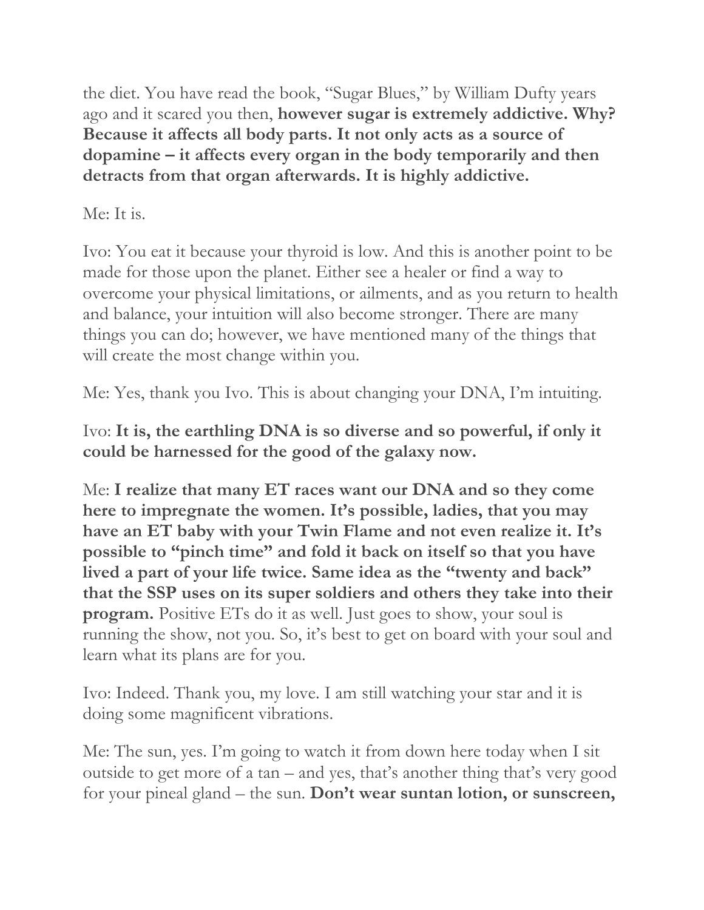the diet. You have read the book, "Sugar Blues," by William Dufty years ago and it scared you then, **however sugar is extremely addictive. Why? Because it affects all body parts. It not only acts as a source of dopamine – it affects every organ in the body temporarily and then detracts from that organ afterwards. It is highly addictive.**

Me: It is.

Ivo: You eat it because your thyroid is low. And this is another point to be made for those upon the planet. Either see a healer or find a way to overcome your physical limitations, or ailments, and as you return to health and balance, your intuition will also become stronger. There are many things you can do; however, we have mentioned many of the things that will create the most change within you.

Me: Yes, thank you Ivo. This is about changing your DNA, I'm intuiting.

Ivo: **It is, the earthling DNA is so diverse and so powerful, if only it could be harnessed for the good of the galaxy now.**

Me: **I realize that many ET races want our DNA and so they come here to impregnate the women. It's possible, ladies, that you may have an ET baby with your Twin Flame and not even realize it. It's possible to "pinch time" and fold it back on itself so that you have lived a part of your life twice. Same idea as the "twenty and back" that the SSP uses on its super soldiers and others they take into their program.** Positive ETs do it as well. Just goes to show, your soul is running the show, not you. So, it's best to get on board with your soul and learn what its plans are for you.

Ivo: Indeed. Thank you, my love. I am still watching your star and it is doing some magnificent vibrations.

Me: The sun, yes. I'm going to watch it from down here today when I sit outside to get more of a tan – and yes, that's another thing that's very good for your pineal gland – the sun. **Don't wear suntan lotion, or sunscreen,**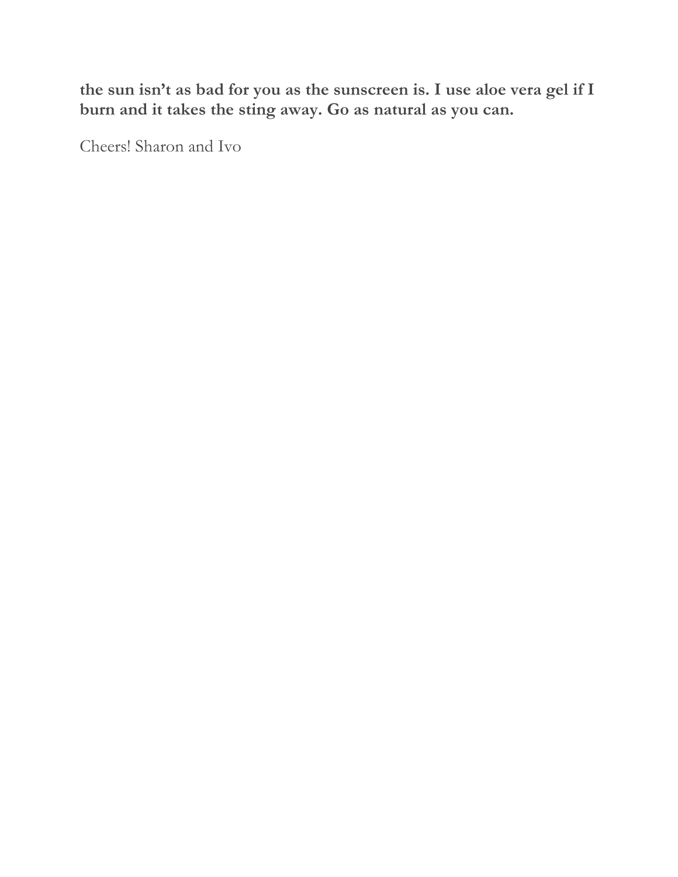**the sun isn't as bad for you as the sunscreen is. I use aloe vera gel if I burn and it takes the sting away. Go as natural as you can.**

Cheers! Sharon and Ivo